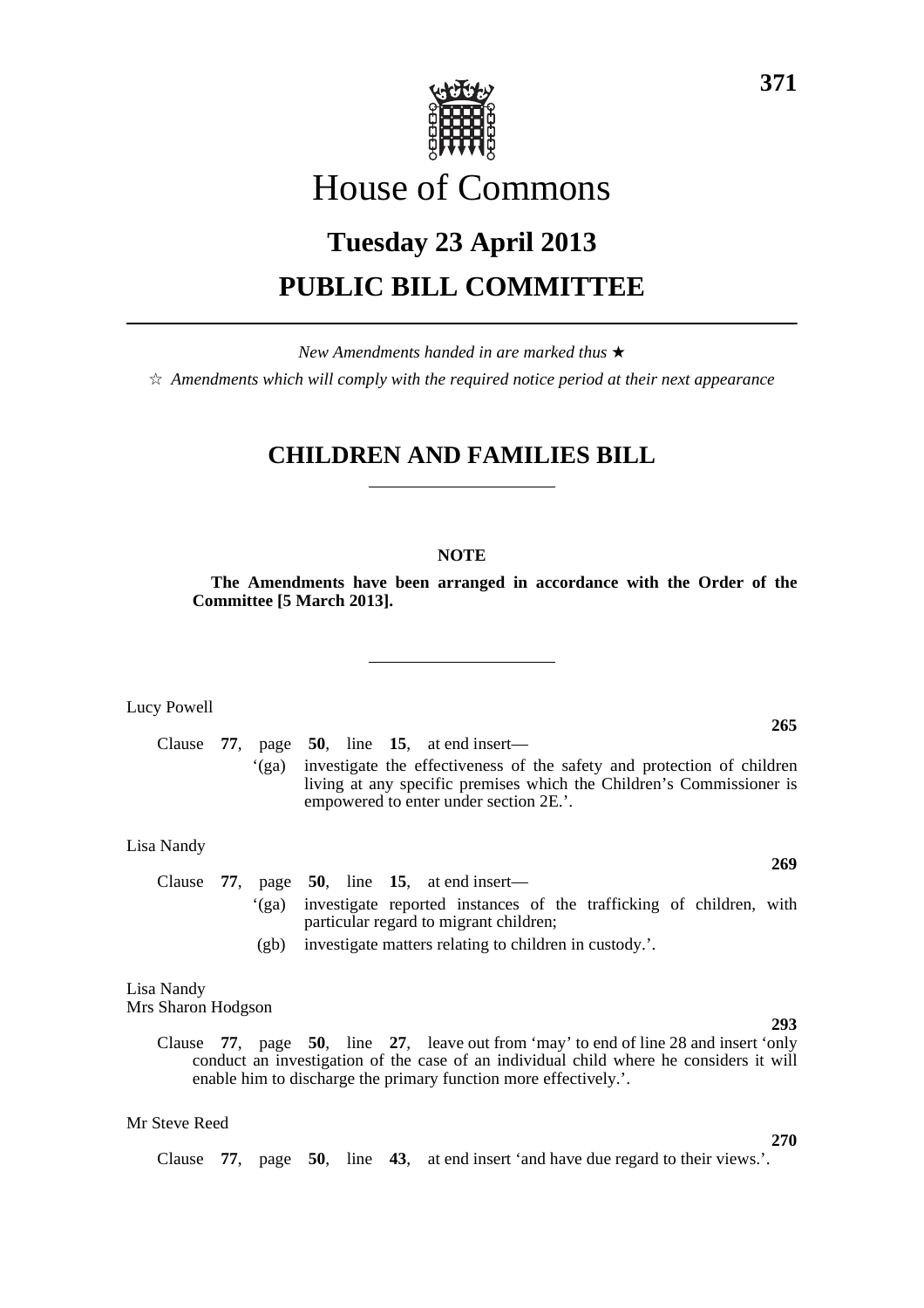# House of Commons

## Tuesday 23 April 2013

## PUBLIC BILL COMMITTEE

*New Amendments handed in are marked thus* ★

☆ *Amendments which will comply with the required notice period at their next appearance*

## CHILDREN AND FAMILIES BILL

**NOTE**

**The Amendments have been arranged in accordance with the Order of the Committee [5 March 2013].**

Lucy Powell

**265**

Clause **77**, page **50**, line **15**, at end insert—

'(ga) investigate the effectiveness of the safety and protection of children living at any specific premises which the Children's Commissioner is empowered to enter under section 2E.'.

Lisa Nandy

**269**

Clause **77**, page **50**, line **15**, at end insert—

'(ga) investigate reported instances of the trafficking of children, with particular regard to migrant children;

(gb) investigate matters relating to children in custody.'.

Lisa Nandy
Mrs Sharon Hodgson

**293**

Clause **77**, page **50**, line **27**, leave out from 'may' to end of line 28 and insert 'only conduct an investigation of the case of an individual child where he considers it will enable him to discharge the primary function more effectively.'.

Mr Steve Reed

**270**

Clause **77**, page **50**, line **43**, at end insert 'and have due regard to their views.'.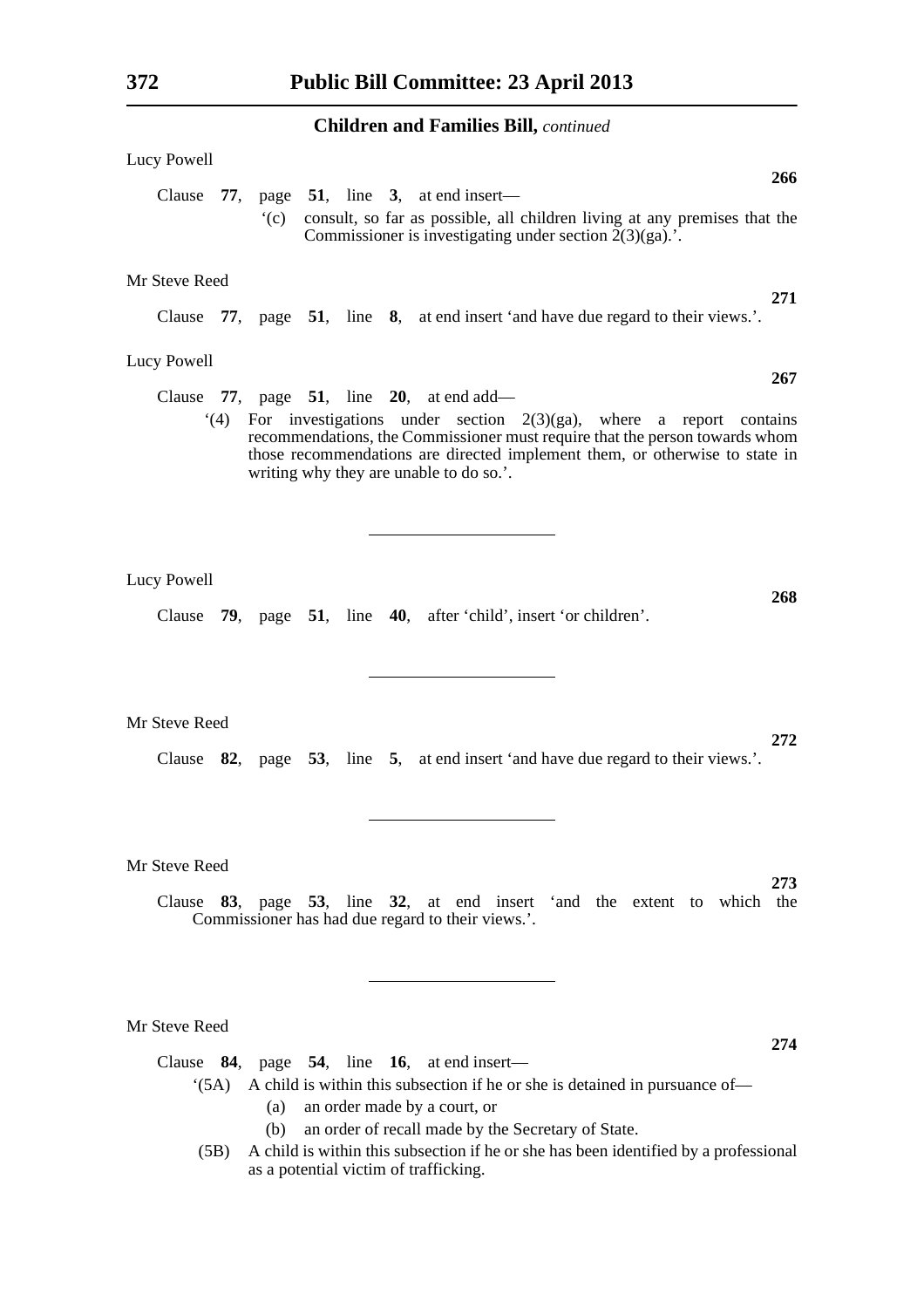Lucy Powell

**266**

Clause **77**, page **51**, line **3**, at end insert—

‘(c) consult, so far as possible, all children living at any premises that the Commissioner is investigating under section 2(3)(ga).’.

Mr Steve Reed

**271**

Clause **77**, page **51**, line **8**, at end insert ‘and have due regard to their views.’.

Lucy Powell

**267**

Clause **77**, page **51**, line **20**, at end add—

‘(4) For investigations under section 2(3)(ga), where a report contains recommendations, the Commissioner must require that the person towards whom those recommendations are directed implement them, or otherwise to state in writing why they are unable to do so.’.

---

Lucy Powell

**268**

Clause **79**, page **51**, line **40**, after ‘child’, insert ‘or children’.

---

Mr Steve Reed

**272**

Clause **82**, page **53**, line **5**, at end insert ‘and have due regard to their views.’.

---

Mr Steve Reed

**273**

Clause **83**, page **53**, line **32**, at end insert ‘and the extent to which the Commissioner has had due regard to their views.’.

---

Mr Steve Reed

**274**

Clause **84**, page **54**, line **16**, at end insert—

‘(5A) A child is within this subsection if he or she is detained in pursuance of—

(a) an order made by a court, or

(b) an order of recall made by the Secretary of State.

(5B) A child is within this subsection if he or she has been identified by a professional as a potential victim of trafficking.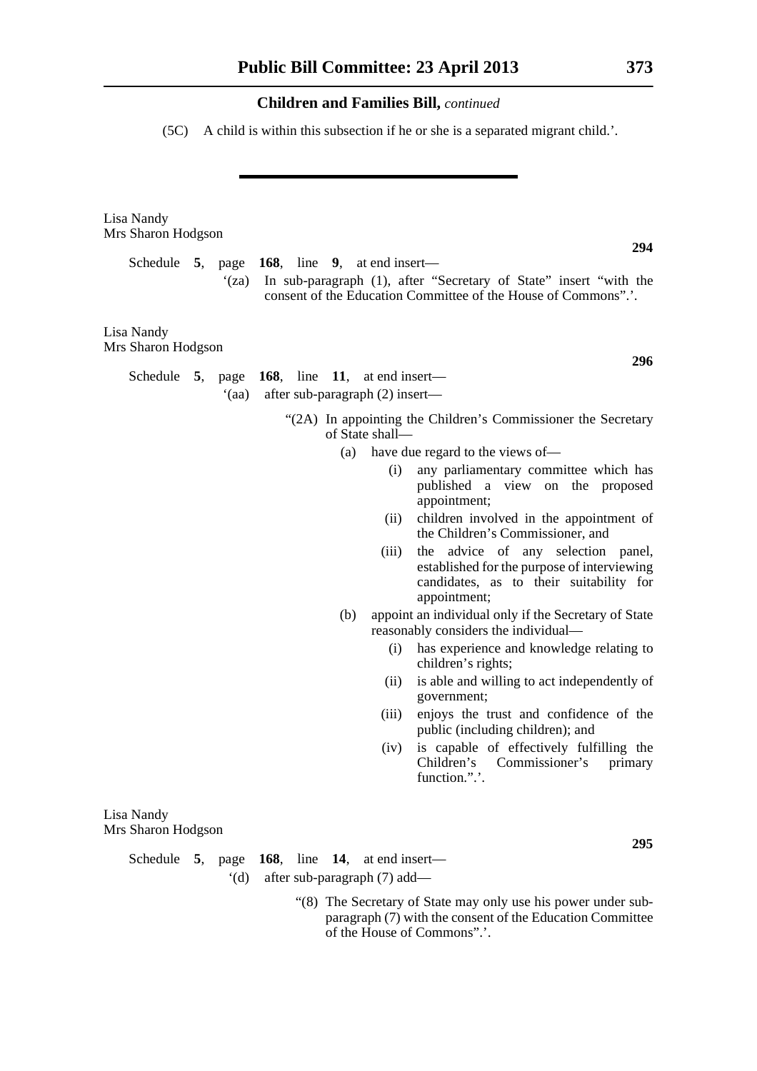**Children and Families Bill,** *continued*

(5C) A child is within this subsection if he or she is a separated migrant child.’.

---

Lisa Nandy
Mrs Sharon Hodgson

**294**

Schedule **5**, page **168**, line **9**, at end insert—

‘(za) In sub-paragraph (1), after “Secretary of State” insert “with the consent of the Education Committee of the House of Commons”.’.

Lisa Nandy
Mrs Sharon Hodgson

**296**

Schedule **5**, page **168**, line **11**, at end insert—

‘(aa) after sub-paragraph (2) insert—

“(2A) In appointing the Children’s Commissioner the Secretary of State shall—

(a) have due regard to the views of—

(i) any parliamentary committee which has published a view on the proposed appointment;

(ii) children involved in the appointment of the Children’s Commissioner, and

(iii) the advice of any selection panel, established for the purpose of interviewing candidates, as to their suitability for appointment;

(b) appoint an individual only if the Secretary of State reasonably considers the individual—

(i) has experience and knowledge relating to children’s rights;

(ii) is able and willing to act independently of government;

(iii) enjoys the trust and confidence of the public (including children); and

(iv) is capable of effectively fulfilling the Children’s Commissioner’s primary function.”.’.

Lisa Nandy
Mrs Sharon Hodgson

**295**

Schedule **5**, page **168**, line **14**, at end insert—

‘(d) after sub-paragraph (7) add—

“(8) The Secretary of State may only use his power under sub-paragraph (7) with the consent of the Education Committee of the House of Commons”.’.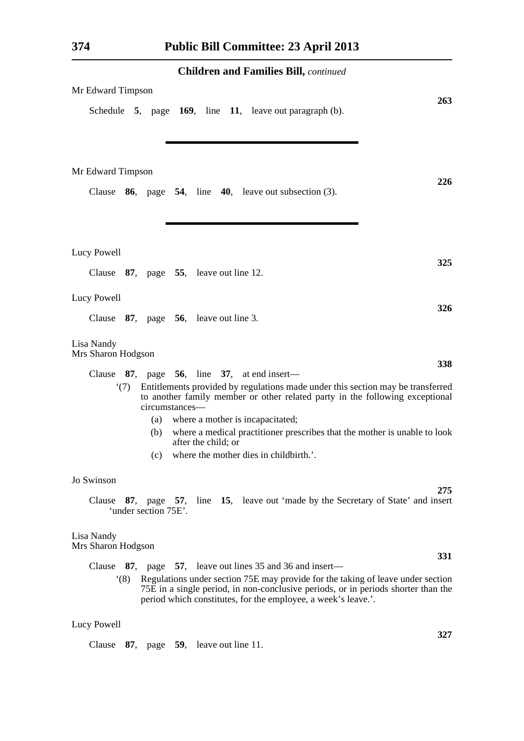**Children and Families Bill,** *continued*

Mr Edward Timpson

**263**

Schedule **5**, page **169**, line **11**, leave out paragraph (b).

---

Mr Edward Timpson

**226**

Clause **86**, page **54**, line **40**, leave out subsection (3).

---

Lucy Powell

**325**

Clause **87**, page **55**, leave out line 12.

Lucy Powell

**326**

Clause **87**, page **56**, leave out line 3.

Lisa Nandy
Mrs Sharon Hodgson

**338**

Clause **87**, page **56**, line **37**, at end insert—

'(7) Entitlements provided by regulations made under this section may be transferred to another family member or other related party in the following exceptional circumstances—

(a) where a mother is incapacitated;

(b) where a medical practitioner prescribes that the mother is unable to look after the child; or

(c) where the mother dies in childbirth.'.

Jo Swinson

**275**

Clause **87**, page **57**, line **15**, leave out 'made by the Secretary of State' and insert 'under section 75E'.

Lisa Nandy
Mrs Sharon Hodgson

**331**

Clause **87**, page **57**, leave out lines 35 and 36 and insert—

'(8) Regulations under section 75E may provide for the taking of leave under section 75E in a single period, in non-conclusive periods, or in periods shorter than the period which constitutes, for the employee, a week's leave.'.

Lucy Powell

**327**

Clause **87**, page **59**, leave out line 11.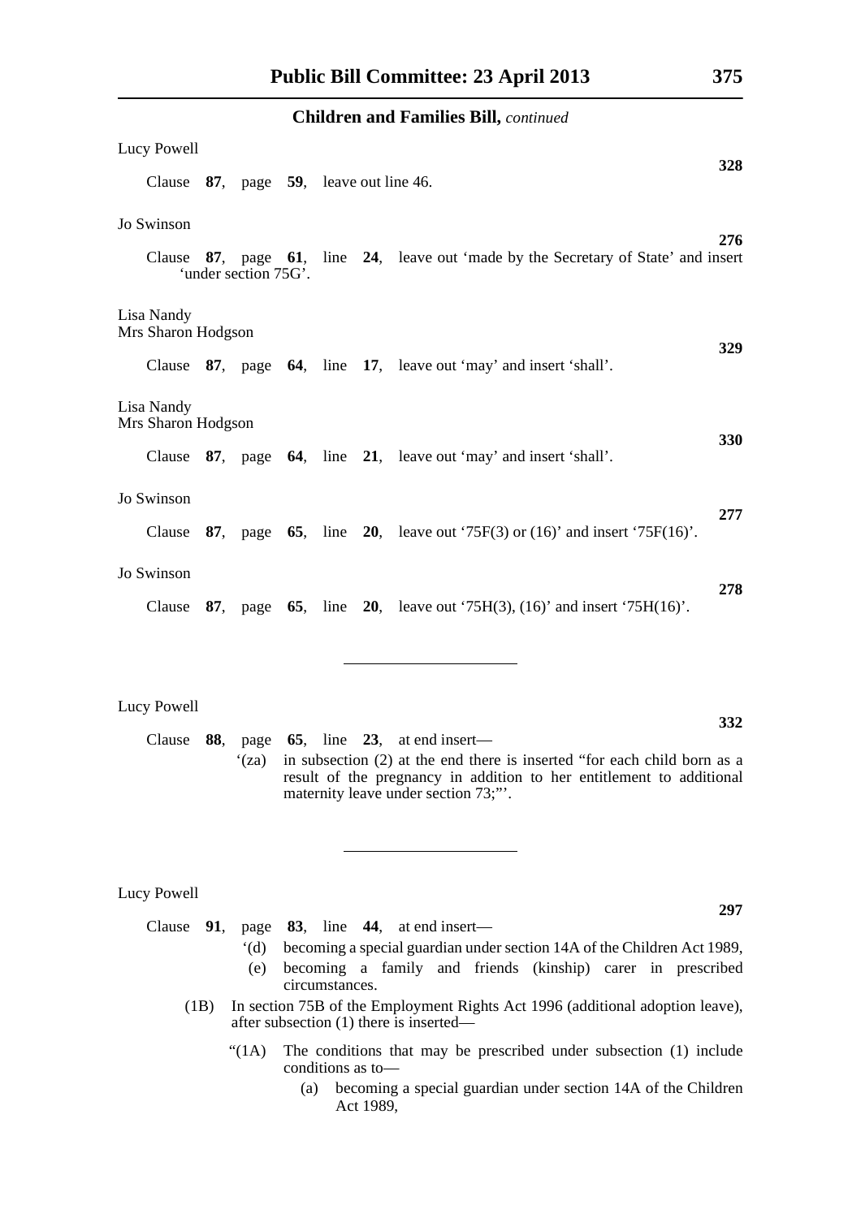**Children and Families Bill,** *continued*

Lucy Powell

**328**

Clause **87**, page **59**, leave out line 46.

Jo Swinson

**276**

Clause **87**, page **61**, line **24**, leave out 'made by the Secretary of State' and insert 'under section 75G'.

Lisa Nandy
Mrs Sharon Hodgson

**329**

Clause **87**, page **64**, line **17**, leave out 'may' and insert 'shall'.

Lisa Nandy
Mrs Sharon Hodgson

**330**

Clause **87**, page **64**, line **21**, leave out 'may' and insert 'shall'.

Jo Swinson

**277**

Clause **87**, page **65**, line **20**, leave out '75F(3) or (16)' and insert '75F(16)'.

Jo Swinson

**278**

Clause **87**, page **65**, line **20**, leave out '75H(3), (16)' and insert '75H(16)'.

---

Lucy Powell

**332**

Clause **88**, page **65**, line **23**, at end insert—

'(za) in subsection (2) at the end there is inserted "for each child born as a result of the pregnancy in addition to her entitlement to additional maternity leave under section 73;"'.

---

Lucy Powell

**297**

Clause **91**, page **83**, line **44**, at end insert—

'(d) becoming a special guardian under section 14A of the Children Act 1989,

(e) becoming a family and friends (kinship) carer in prescribed circumstances.

(1B) In section 75B of the Employment Rights Act 1996 (additional adoption leave), after subsection (1) there is inserted—

"(1A) The conditions that may be prescribed under subsection (1) include conditions as to—

(a) becoming a special guardian under section 14A of the Children Act 1989,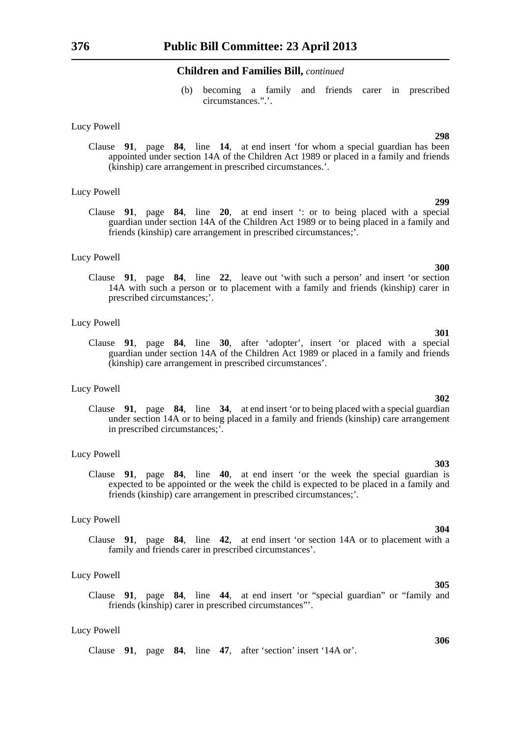(b) becoming a family and friends carer in prescribed circumstances.".'.

Lucy Powell

**298**

Clause **91**, page **84**, line **14**, at end insert 'for whom a special guardian has been appointed under section 14A of the Children Act 1989 or placed in a family and friends (kinship) care arrangement in prescribed circumstances.'.

Lucy Powell

**299**

Clause **91**, page **84**, line **20**, at end insert ': or to being placed with a special guardian under section 14A of the Children Act 1989 or to being placed in a family and friends (kinship) care arrangement in prescribed circumstances;'.

Lucy Powell

**300**

Clause **91**, page **84**, line **22**, leave out 'with such a person' and insert 'or section 14A with such a person or to placement with a family and friends (kinship) carer in prescribed circumstances;'.

Lucy Powell

**301**

Clause **91**, page **84**, line **30**, after 'adopter', insert 'or placed with a special guardian under section 14A of the Children Act 1989 or placed in a family and friends (kinship) care arrangement in prescribed circumstances'.

Lucy Powell

**302**

Clause **91**, page **84**, line **34**, at end insert 'or to being placed with a special guardian under section 14A or to being placed in a family and friends (kinship) care arrangement in prescribed circumstances;'.

Lucy Powell

**303**

Clause **91**, page **84**, line **40**, at end insert 'or the week the special guardian is expected to be appointed or the week the child is expected to be placed in a family and friends (kinship) care arrangement in prescribed circumstances;'.

Lucy Powell

**304**

Clause **91**, page **84**, line **42**, at end insert 'or section 14A or to placement with a family and friends carer in prescribed circumstances'.

Lucy Powell

**305**

Clause **91**, page **84**, line **44**, at end insert 'or "special guardian" or "family and friends (kinship) carer in prescribed circumstances"'.

Lucy Powell

**306**

Clause **91**, page **84**, line **47**, after 'section' insert '14A or'.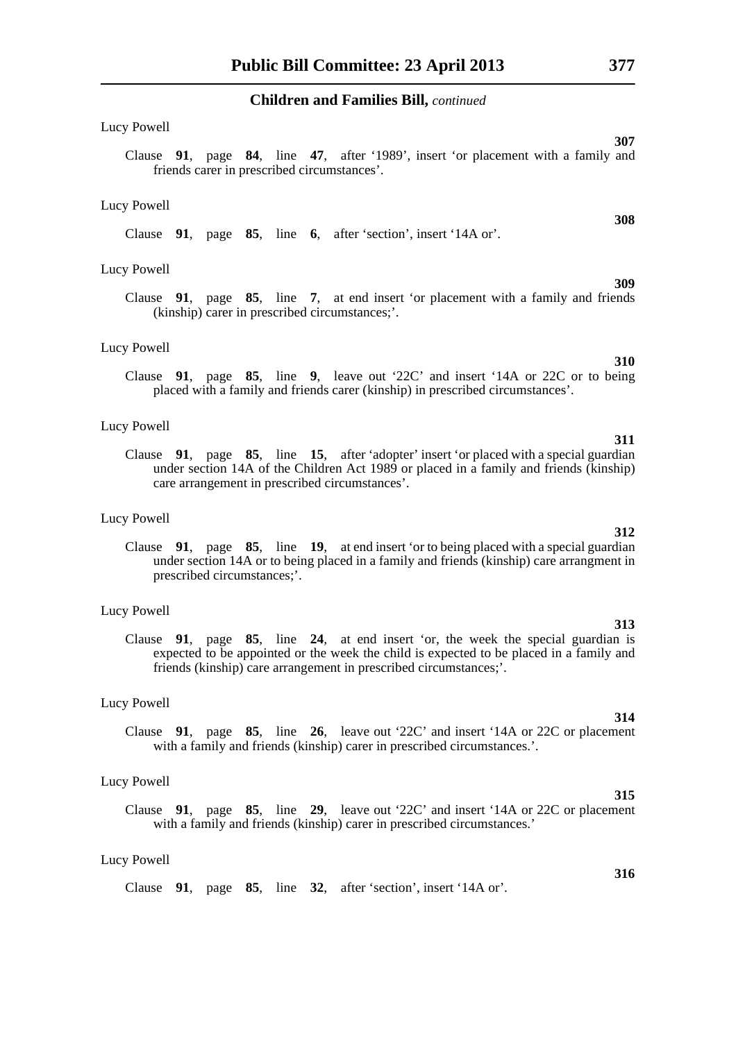## Children and Families Bill, *continued*

Lucy Powell

**307**

Clause **91**, page **84**, line **47**, after '1989', insert 'or placement with a family and friends carer in prescribed circumstances'.

Lucy Powell

**308**

Clause **91**, page **85**, line **6**, after 'section', insert '14A or'.

Lucy Powell

**309**

Clause **91**, page **85**, line **7**, at end insert 'or placement with a family and friends (kinship) carer in prescribed circumstances;'.

Lucy Powell

**310**

Clause **91**, page **85**, line **9**, leave out '22C' and insert '14A or 22C or to being placed with a family and friends carer (kinship) in prescribed circumstances'.

Lucy Powell

**311**

Clause **91**, page **85**, line **15**, after 'adopter' insert 'or placed with a special guardian under section 14A of the Children Act 1989 or placed in a family and friends (kinship) care arrangement in prescribed circumstances'.

Lucy Powell

**312**

Clause **91**, page **85**, line **19**, at end insert 'or to being placed with a special guardian under section 14A or to being placed in a family and friends (kinship) care arrangment in prescribed circumstances;'.

Lucy Powell

**313**

Clause **91**, page **85**, line **24**, at end insert 'or, the week the special guardian is expected to be appointed or the week the child is expected to be placed in a family and friends (kinship) care arrangement in prescribed circumstances;'.

Lucy Powell

**314**

Clause **91**, page **85**, line **26**, leave out '22C' and insert '14A or 22C or placement with a family and friends (kinship) carer in prescribed circumstances.'.

Lucy Powell

**315**

Clause **91**, page **85**, line **29**, leave out '22C' and insert '14A or 22C or placement with a family and friends (kinship) carer in prescribed circumstances.'

Lucy Powell

**316**

Clause **91**, page **85**, line **32**, after 'section', insert '14A or'.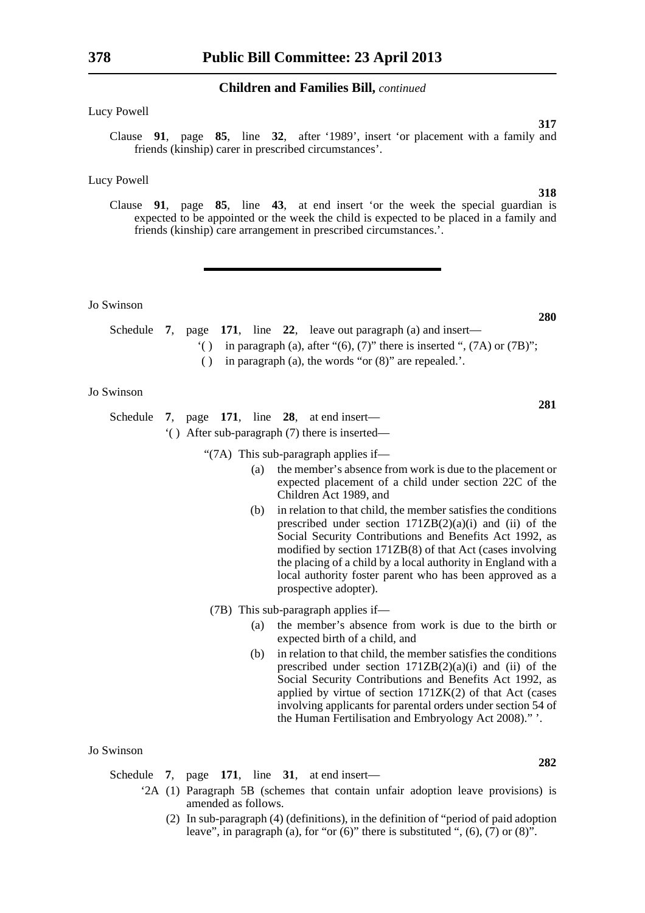## Children and Families Bill, *continued*

Lucy Powell

**317**

Clause **91**, page **85**, line **32**, after '1989', insert 'or placement with a family and friends (kinship) carer in prescribed circumstances'.

Lucy Powell

**318**

Clause **91**, page **85**, line **43**, at end insert 'or the week the special guardian is expected to be appointed or the week the child is expected to be placed in a family and friends (kinship) care arrangement in prescribed circumstances.'.

---

Jo Swinson

**280**

Schedule **7**, page **171**, line **22**, leave out paragraph (a) and insert—

'( ) in paragraph (a), after "(6), (7)" there is inserted ", (7A) or (7B)";

( ) in paragraph (a), the words "or (8)" are repealed.'.

Jo Swinson

**281**

Schedule **7**, page **171**, line **28**, at end insert—

'( ) After sub-paragraph (7) there is inserted—

"(7A) This sub-paragraph applies if—

(a) the member's absence from work is due to the placement or expected placement of a child under section 22C of the Children Act 1989, and

(b) in relation to that child, the member satisfies the conditions prescribed under section 171ZB(2)(a)(i) and (ii) of the Social Security Contributions and Benefits Act 1992, as modified by section 171ZB(8) of that Act (cases involving the placing of a child by a local authority in England with a local authority foster parent who has been approved as a prospective adopter).

(7B) This sub-paragraph applies if—

(a) the member's absence from work is due to the birth or expected birth of a child, and

(b) in relation to that child, the member satisfies the conditions prescribed under section 171ZB(2)(a)(i) and (ii) of the Social Security Contributions and Benefits Act 1992, as applied by virtue of section 171ZK(2) of that Act (cases involving applicants for parental orders under section 54 of the Human Fertilisation and Embryology Act 2008)." '.

Jo Swinson

**282**

Schedule **7**, page **171**, line **31**, at end insert—

'2A (1) Paragraph 5B (schemes that contain unfair adoption leave provisions) is amended as follows.

(2) In sub-paragraph (4) (definitions), in the definition of "period of paid adoption leave", in paragraph (a), for "or (6)" there is substituted ", (6), (7) or (8)".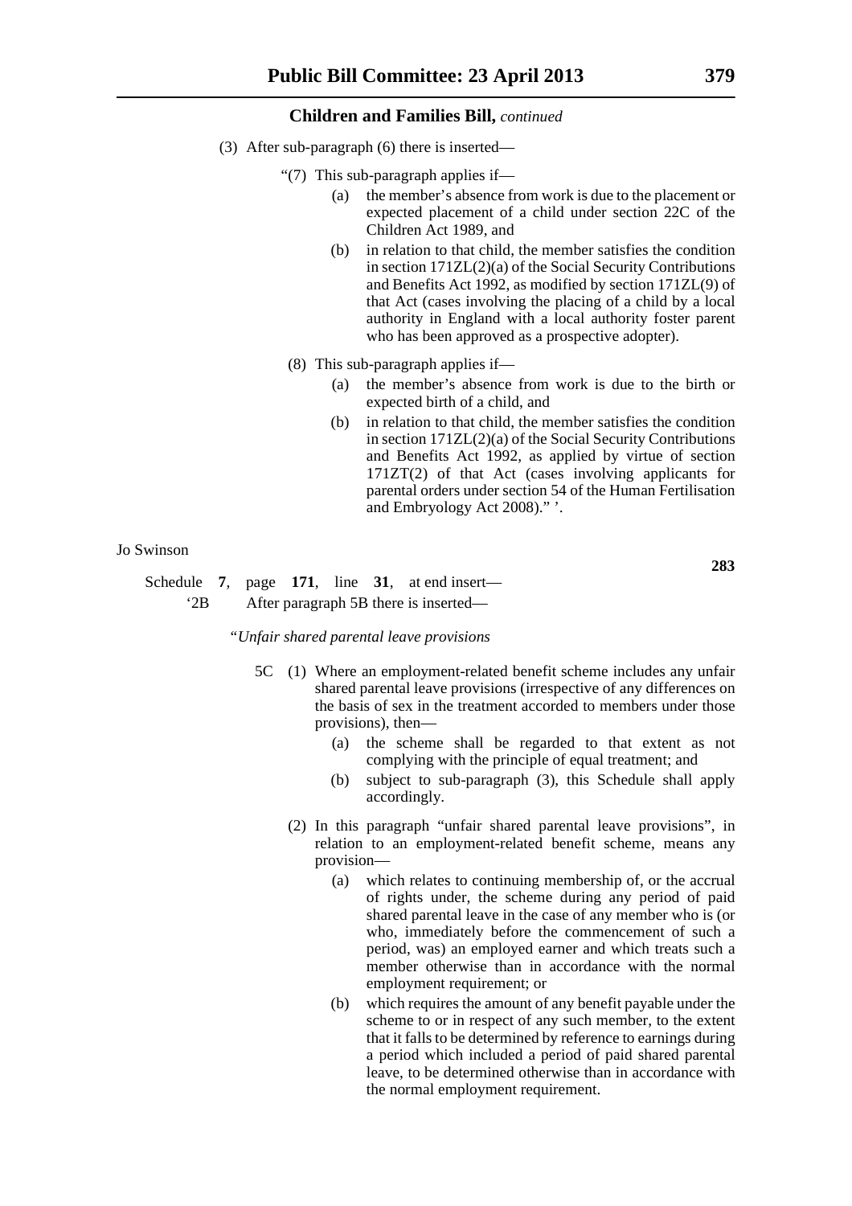## Children and Families Bill, *continued*

(3) After sub-paragraph (6) there is inserted—

"(7) This sub-paragraph applies if—

(a) the member's absence from work is due to the placement or expected placement of a child under section 22C of the Children Act 1989, and

(b) in relation to that child, the member satisfies the condition in section 171ZL(2)(a) of the Social Security Contributions and Benefits Act 1992, as modified by section 171ZL(9) of that Act (cases involving the placing of a child by a local authority in England with a local authority foster parent who has been approved as a prospective adopter).

(8) This sub-paragraph applies if—

(a) the member's absence from work is due to the birth or expected birth of a child, and

(b) in relation to that child, the member satisfies the condition in section 171ZL(2)(a) of the Social Security Contributions and Benefits Act 1992, as applied by virtue of section 171ZT(2) of that Act (cases involving applicants for parental orders under section 54 of the Human Fertilisation and Embryology Act 2008)." '.

Jo Swinson

**283**

Schedule **7**, page **171**, line **31**, at end insert—

'2B After paragraph 5B there is inserted—

"*Unfair shared parental leave provisions*

5C (1) Where an employment-related benefit scheme includes any unfair shared parental leave provisions (irrespective of any differences on the basis of sex in the treatment accorded to members under those provisions), then—

(a) the scheme shall be regarded to that extent as not complying with the principle of equal treatment; and

(b) subject to sub-paragraph (3), this Schedule shall apply accordingly.

(2) In this paragraph "unfair shared parental leave provisions", in relation to an employment-related benefit scheme, means any provision—

(a) which relates to continuing membership of, or the accrual of rights under, the scheme during any period of paid shared parental leave in the case of any member who is (or who, immediately before the commencement of such a period, was) an employed earner and which treats such a member otherwise than in accordance with the normal employment requirement; or

(b) which requires the amount of any benefit payable under the scheme to or in respect of any such member, to the extent that it falls to be determined by reference to earnings during a period which included a period of paid shared parental leave, to be determined otherwise than in accordance with the normal employment requirement.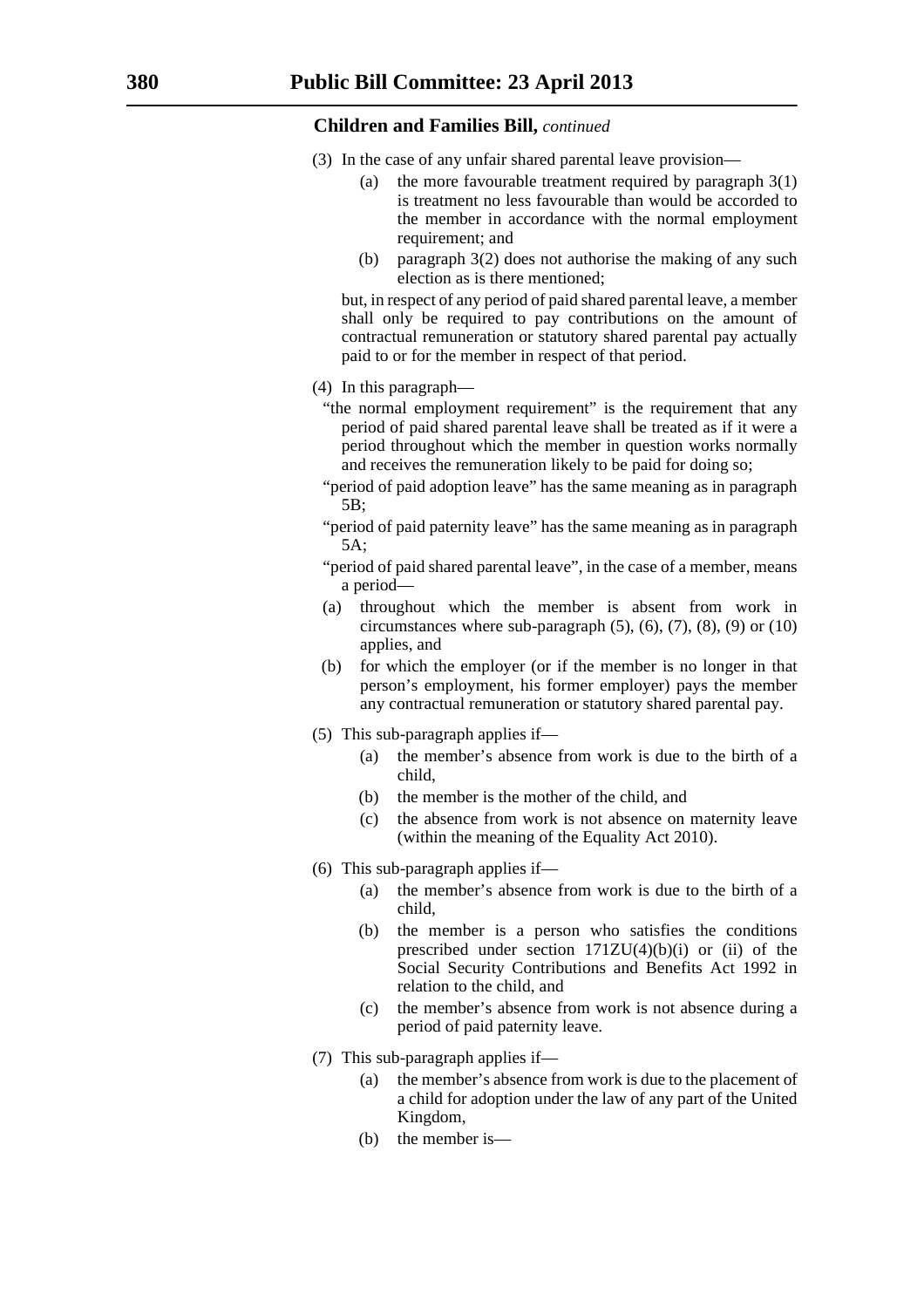**Children and Families Bill,** *continued*

(3) In the case of any unfair shared parental leave provision—

- (a) the more favourable treatment required by paragraph 3(1) is treatment no less favourable than would be accorded to the member in accordance with the normal employment requirement; and
- (b) paragraph 3(2) does not authorise the making of any such election as is there mentioned;

but, in respect of any period of paid shared parental leave, a member shall only be required to pay contributions on the amount of contractual remuneration or statutory shared parental pay actually paid to or for the member in respect of that period.

(4) In this paragraph—

"the normal employment requirement" is the requirement that any period of paid shared parental leave shall be treated as if it were a period throughout which the member in question works normally and receives the remuneration likely to be paid for doing so;

"period of paid adoption leave" has the same meaning as in paragraph 5B;

"period of paid paternity leave" has the same meaning as in paragraph 5A;

"period of paid shared parental leave", in the case of a member, means a period—

- (a) throughout which the member is absent from work in circumstances where sub-paragraph (5), (6), (7), (8), (9) or (10) applies, and
- (b) for which the employer (or if the member is no longer in that person's employment, his former employer) pays the member any contractual remuneration or statutory shared parental pay.

(5) This sub-paragraph applies if—

- (a) the member's absence from work is due to the birth of a child,
- (b) the member is the mother of the child, and
- (c) the absence from work is not absence on maternity leave (within the meaning of the Equality Act 2010).

(6) This sub-paragraph applies if—

- (a) the member's absence from work is due to the birth of a child,
- (b) the member is a person who satisfies the conditions prescribed under section 171ZU(4)(b)(i) or (ii) of the Social Security Contributions and Benefits Act 1992 in relation to the child, and
- (c) the member's absence from work is not absence during a period of paid paternity leave.

(7) This sub-paragraph applies if—

- (a) the member's absence from work is due to the placement of a child for adoption under the law of any part of the United Kingdom,
- (b) the member is—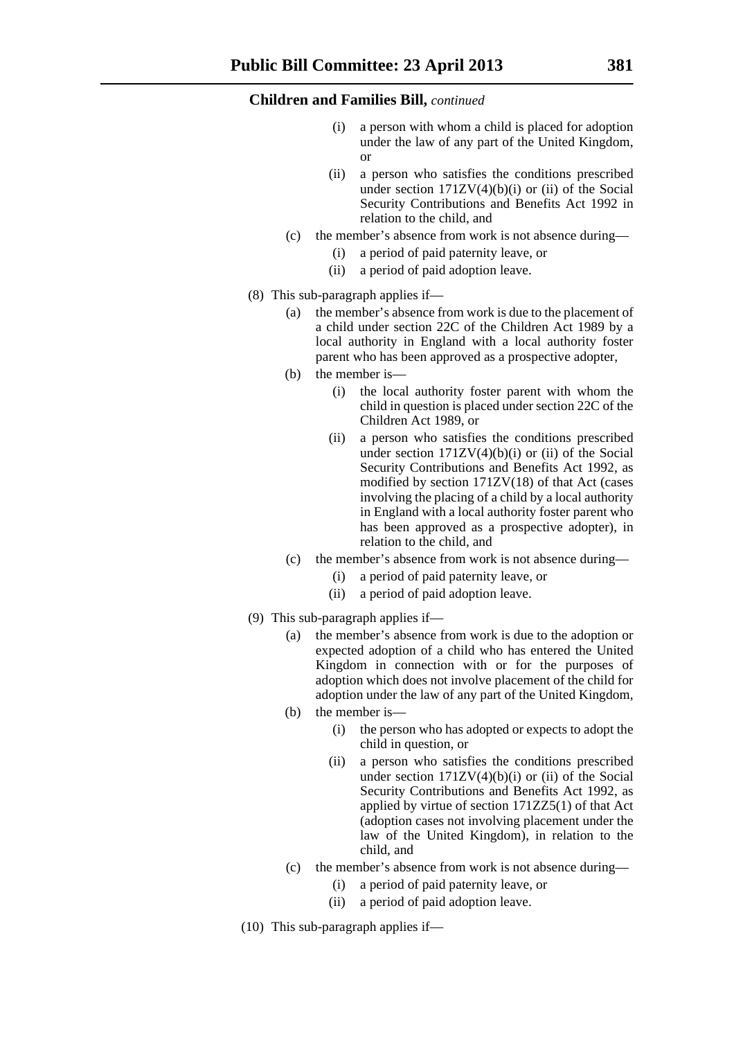**Children and Families Bill,** *continued*

- (i) a person with whom a child is placed for adoption under the law of any part of the United Kingdom, or
- (ii) a person who satisfies the conditions prescribed under section 171ZV(4)(b)(i) or (ii) of the Social Security Contributions and Benefits Act 1992 in relation to the child, and

(c) the member's absence from work is not absence during—

- (i) a period of paid paternity leave, or
- (ii) a period of paid adoption leave.

(8) This sub-paragraph applies if—

(a) the member's absence from work is due to the placement of a child under section 22C of the Children Act 1989 by a local authority in England with a local authority foster parent who has been approved as a prospective adopter,

(b) the member is—

- (i) the local authority foster parent with whom the child in question is placed under section 22C of the Children Act 1989, or
- (ii) a person who satisfies the conditions prescribed under section 171ZV(4)(b)(i) or (ii) of the Social Security Contributions and Benefits Act 1992, as modified by section 171ZV(18) of that Act (cases involving the placing of a child by a local authority in England with a local authority foster parent who has been approved as a prospective adopter), in relation to the child, and

(c) the member's absence from work is not absence during—

- (i) a period of paid paternity leave, or
- (ii) a period of paid adoption leave.

(9) This sub-paragraph applies if—

(a) the member's absence from work is due to the adoption or expected adoption of a child who has entered the United Kingdom in connection with or for the purposes of adoption which does not involve placement of the child for adoption under the law of any part of the United Kingdom,

(b) the member is—

- (i) the person who has adopted or expects to adopt the child in question, or
- (ii) a person who satisfies the conditions prescribed under section 171ZV(4)(b)(i) or (ii) of the Social Security Contributions and Benefits Act 1992, as applied by virtue of section 171ZZ5(1) of that Act (adoption cases not involving placement under the law of the United Kingdom), in relation to the child, and

(c) the member's absence from work is not absence during—

- (i) a period of paid paternity leave, or
- (ii) a period of paid adoption leave.

(10) This sub-paragraph applies if—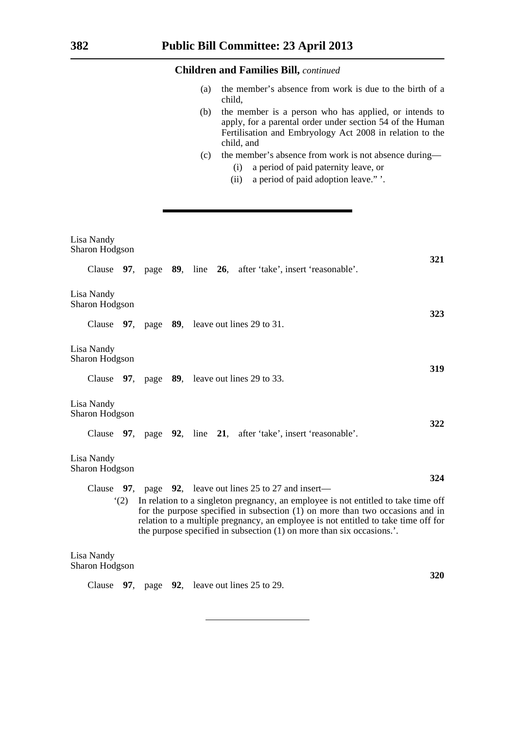(a) the member's absence from work is due to the birth of a child,

(b) the member is a person who has applied, or intends to apply, for a parental order under section 54 of the Human Fertilisation and Embryology Act 2008 in relation to the child, and

(c) the member's absence from work is not absence during—

(i) a period of paid paternity leave, or

(ii) a period of paid adoption leave." '.

---

Lisa Nandy
Sharon Hodgson

**321**

Clause **97**, page **89**, line **26**, after 'take', insert 'reasonable'.

Lisa Nandy
Sharon Hodgson

**323**

Clause **97**, page **89**, leave out lines 29 to 31.

Lisa Nandy
Sharon Hodgson

**319**

Clause **97**, page **89**, leave out lines 29 to 33.

Lisa Nandy
Sharon Hodgson

**322**

Clause **97**, page **92**, line **21**, after 'take', insert 'reasonable'.

Lisa Nandy
Sharon Hodgson

**324**

Clause **97**, page **92**, leave out lines 25 to 27 and insert—

'(2) In relation to a singleton pregnancy, an employee is not entitled to take time off for the purpose specified in subsection (1) on more than two occasions and in relation to a multiple pregnancy, an employee is not entitled to take time off for the purpose specified in subsection (1) on more than six occasions.'.

Lisa Nandy
Sharon Hodgson

**320**

Clause **97**, page **92**, leave out lines 25 to 29.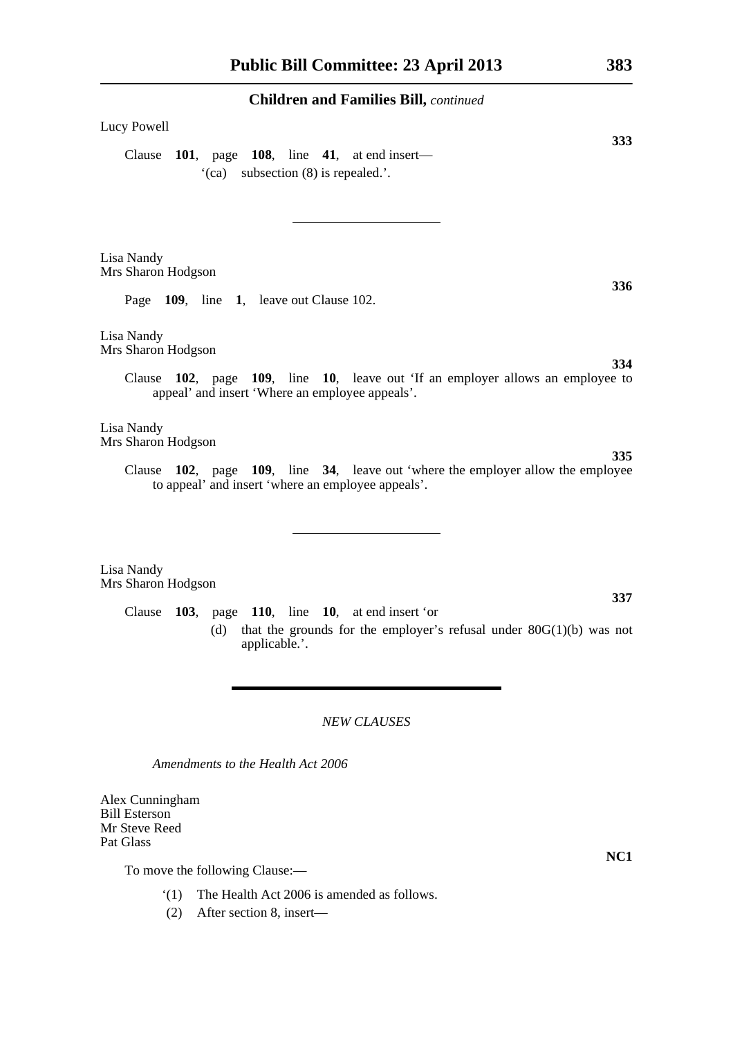Lucy Powell

**333**

Clause **101**, page **108**, line **41**, at end insert—

'(ca) subsection (8) is repealed.'.

---

Lisa Nandy
Mrs Sharon Hodgson

**336**

Page **109**, line **1**, leave out Clause 102.

Lisa Nandy
Mrs Sharon Hodgson

**334**

Clause **102**, page **109**, line **10**, leave out 'If an employer allows an employee to appeal' and insert 'Where an employee appeals'.

Lisa Nandy
Mrs Sharon Hodgson

**335**

Clause **102**, page **109**, line **34**, leave out 'where the employer allow the employee to appeal' and insert 'where an employee appeals'.

---

Lisa Nandy
Mrs Sharon Hodgson

**337**

Clause **103**, page **110**, line **10**, at end insert 'or

(d) that the grounds for the employer's refusal under 80G(1)(b) was not applicable.'.

---

*NEW CLAUSES*

*Amendments to the Health Act 2006*

Alex Cunningham
Bill Esterson
Mr Steve Reed
Pat Glass

**NC1**

To move the following Clause:—

'(1) The Health Act 2006 is amended as follows.

(2) After section 8, insert—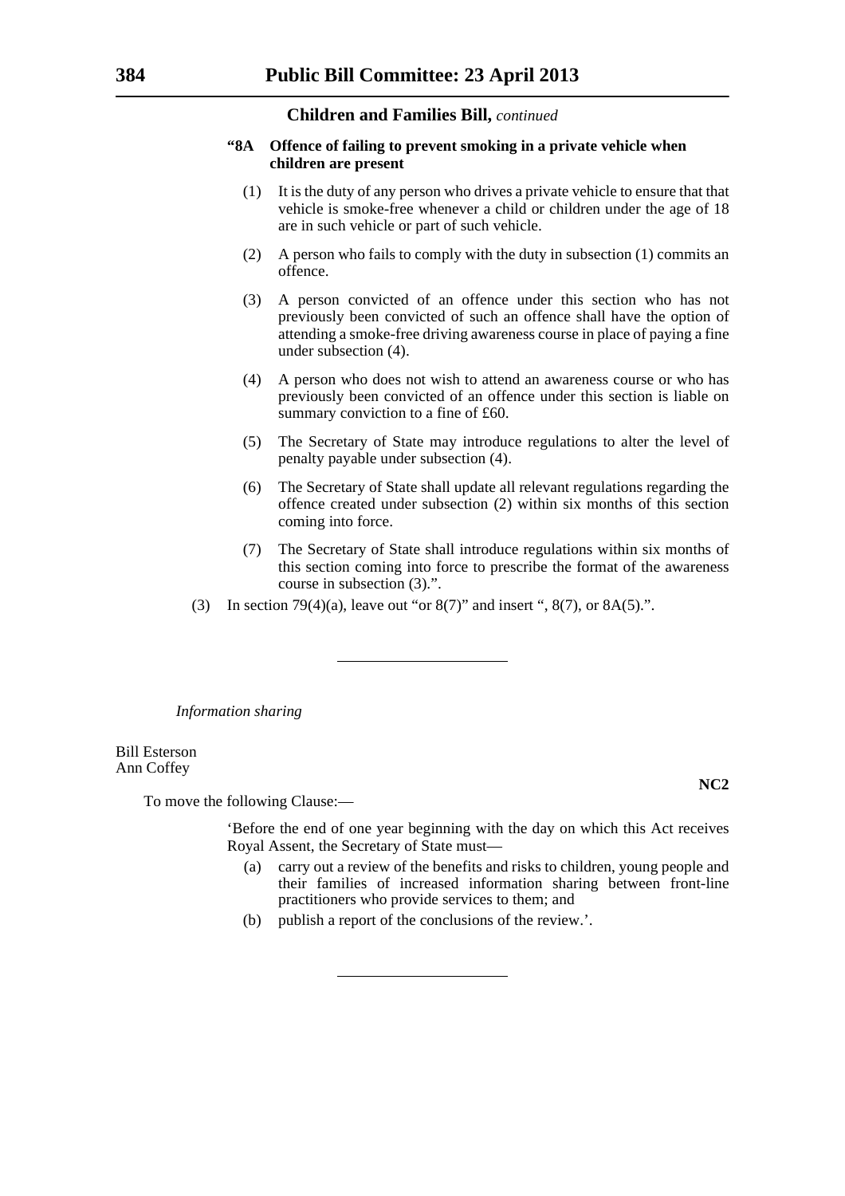**Children and Families Bill,** *continued*

**"8A Offence of failing to prevent smoking in a private vehicle when children are present**

(1) It is the duty of any person who drives a private vehicle to ensure that that vehicle is smoke-free whenever a child or children under the age of 18 are in such vehicle or part of such vehicle.

(2) A person who fails to comply with the duty in subsection (1) commits an offence.

(3) A person convicted of an offence under this section who has not previously been convicted of such an offence shall have the option of attending a smoke-free driving awareness course in place of paying a fine under subsection (4).

(4) A person who does not wish to attend an awareness course or who has previously been convicted of an offence under this section is liable on summary conviction to a fine of £60.

(5) The Secretary of State may introduce regulations to alter the level of penalty payable under subsection (4).

(6) The Secretary of State shall update all relevant regulations regarding the offence created under subsection (2) within six months of this section coming into force.

(7) The Secretary of State shall introduce regulations within six months of this section coming into force to prescribe the format of the awareness course in subsection (3).".

(3) In section 79(4)(a), leave out "or 8(7)" and insert ", 8(7), or 8A(5).".

---

*Information sharing*

Bill Esterson
Ann Coffey

**NC2**

To move the following Clause:—

'Before the end of one year beginning with the day on which this Act receives Royal Assent, the Secretary of State must—

(a) carry out a review of the benefits and risks to children, young people and their families of increased information sharing between front-line practitioners who provide services to them; and

(b) publish a report of the conclusions of the review.'.

---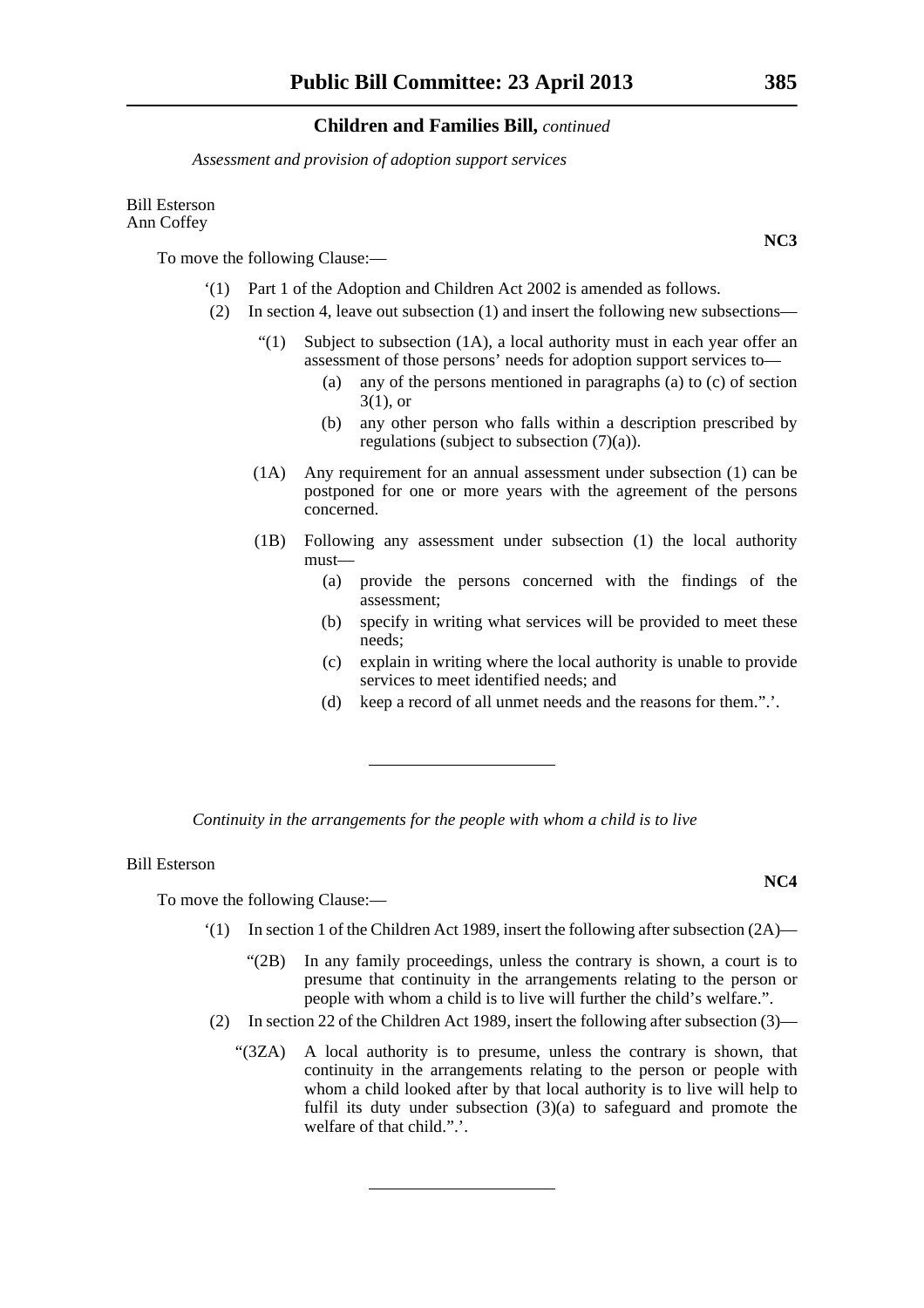*Assessment and provision of adoption support services*

Bill Esterson
Ann Coffey

**NC3**

To move the following Clause:—

‘(1) Part 1 of the Adoption and Children Act 2002 is amended as follows.

(2) In section 4, leave out subsection (1) and insert the following new subsections—

“(1) Subject to subsection (1A), a local authority must in each year offer an assessment of those persons’ needs for adoption support services to—

(a) any of the persons mentioned in paragraphs (a) to (c) of section 3(1), or

(b) any other person who falls within a description prescribed by regulations (subject to subsection (7)(a)).

(1A) Any requirement for an annual assessment under subsection (1) can be postponed for one or more years with the agreement of the persons concerned.

(1B) Following any assessment under subsection (1) the local authority must—

(a) provide the persons concerned with the findings of the assessment;

(b) specify in writing what services will be provided to meet these needs;

(c) explain in writing where the local authority is unable to provide services to meet identified needs; and

(d) keep a record of all unmet needs and the reasons for them.”.’.

---

*Continuity in the arrangements for the people with whom a child is to live*

Bill Esterson

**NC4**

To move the following Clause:—

‘(1) In section 1 of the Children Act 1989, insert the following after subsection (2A)—

“(2B) In any family proceedings, unless the contrary is shown, a court is to presume that continuity in the arrangements relating to the person or people with whom a child is to live will further the child’s welfare.”.

(2) In section 22 of the Children Act 1989, insert the following after subsection (3)—

“(3ZA) A local authority is to presume, unless the contrary is shown, that continuity in the arrangements relating to the person or people with whom a child looked after by that local authority is to live will help to fulfil its duty under subsection (3)(a) to safeguard and promote the welfare of that child.”.’.

---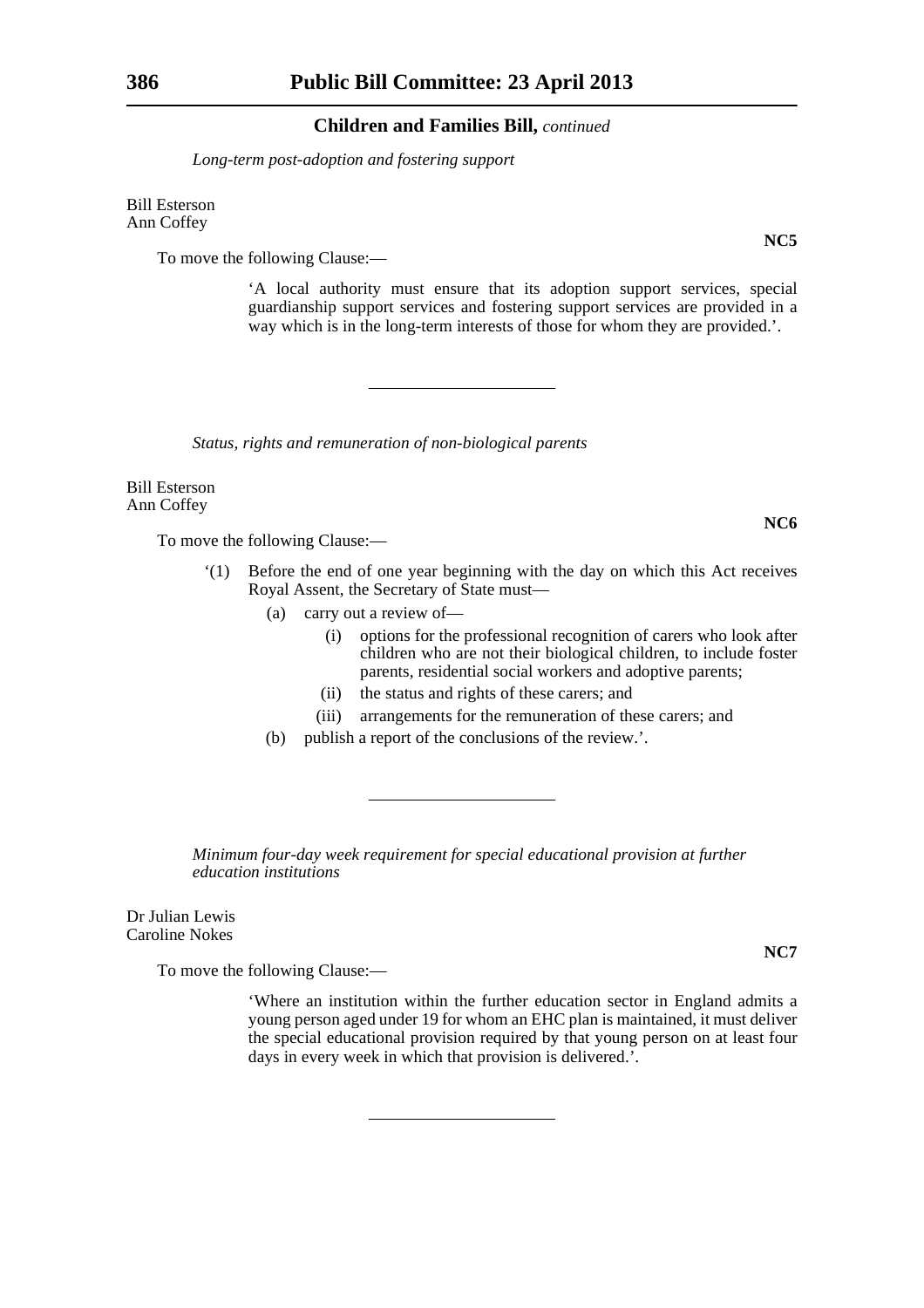*Long-term post-adoption and fostering support*

Bill Esterson
Ann Coffey

**NC5**

To move the following Clause:—

> 'A local authority must ensure that its adoption support services, special guardianship support services and fostering support services are provided in a way which is in the long-term interests of those for whom they are provided.'.

---

*Status, rights and remuneration of non-biological parents*

Bill Esterson
Ann Coffey

**NC6**

To move the following Clause:—

> '(1) Before the end of one year beginning with the day on which this Act receives Royal Assent, the Secretary of State must—
>
> (a) carry out a review of—
>
> (i) options for the professional recognition of carers who look after children who are not their biological children, to include foster parents, residential social workers and adoptive parents;
>
> (ii) the status and rights of these carers; and
>
> (iii) arrangements for the remuneration of these carers; and
>
> (b) publish a report of the conclusions of the review.'.

---

*Minimum four-day week requirement for special educational provision at further education institutions*

Dr Julian Lewis
Caroline Nokes

**NC7**

To move the following Clause:—

> 'Where an institution within the further education sector in England admits a young person aged under 19 for whom an EHC plan is maintained, it must deliver the special educational provision required by that young person on at least four days in every week in which that provision is delivered.'.

---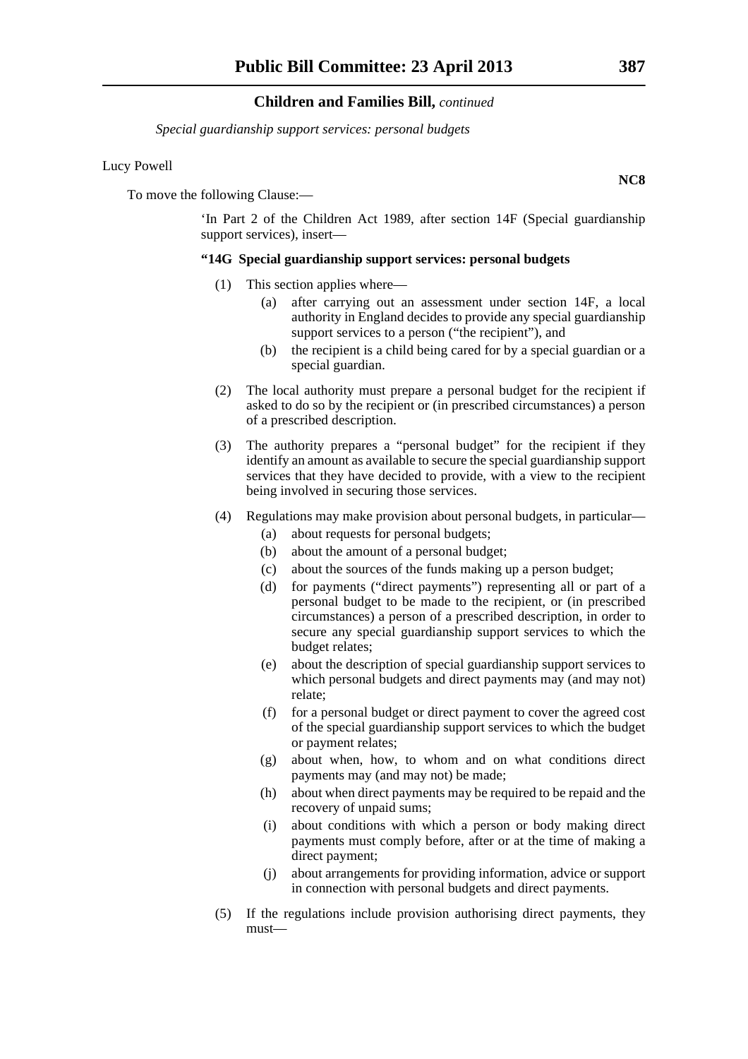*Special guardianship support services: personal budgets*

Lucy Powell

**NC8**

To move the following Clause:—

'In Part 2 of the Children Act 1989, after section 14F (Special guardianship support services), insert—

**"14G Special guardianship support services: personal budgets**

(1) This section applies where—

(a) after carrying out an assessment under section 14F, a local authority in England decides to provide any special guardianship support services to a person ("the recipient"), and

(b) the recipient is a child being cared for by a special guardian or a special guardian.

(2) The local authority must prepare a personal budget for the recipient if asked to do so by the recipient or (in prescribed circumstances) a person of a prescribed description.

(3) The authority prepares a "personal budget" for the recipient if they identify an amount as available to secure the special guardianship support services that they have decided to provide, with a view to the recipient being involved in securing those services.

(4) Regulations may make provision about personal budgets, in particular—

(a) about requests for personal budgets;

(b) about the amount of a personal budget;

(c) about the sources of the funds making up a person budget;

(d) for payments ("direct payments") representing all or part of a personal budget to be made to the recipient, or (in prescribed circumstances) a person of a prescribed description, in order to secure any special guardianship support services to which the budget relates;

(e) about the description of special guardianship support services to which personal budgets and direct payments may (and may not) relate;

(f) for a personal budget or direct payment to cover the agreed cost of the special guardianship support services to which the budget or payment relates;

(g) about when, how, to whom and on what conditions direct payments may (and may not) be made;

(h) about when direct payments may be required to be repaid and the recovery of unpaid sums;

(i) about conditions with which a person or body making direct payments must comply before, after or at the time of making a direct payment;

(j) about arrangements for providing information, advice or support in connection with personal budgets and direct payments.

(5) If the regulations include provision authorising direct payments, they must—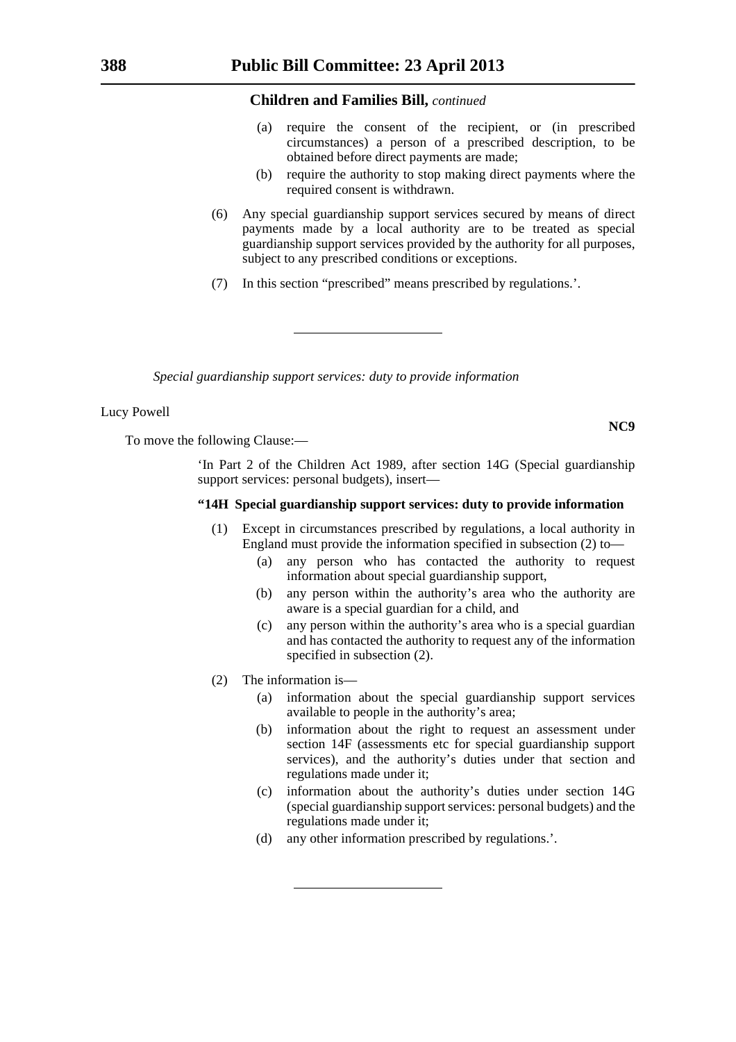**Children and Families Bill,** *continued*

- (a) require the consent of the recipient, or (in prescribed circumstances) a person of a prescribed description, to be obtained before direct payments are made;
- (b) require the authority to stop making direct payments where the required consent is withdrawn.

(6) Any special guardianship support services secured by means of direct payments made by a local authority are to be treated as special guardianship support services provided by the authority for all purposes, subject to any prescribed conditions or exceptions.

(7) In this section "prescribed" means prescribed by regulations.'.

---

*Special guardianship support services: duty to provide information*

Lucy Powell

**NC9**

To move the following Clause:—

'In Part 2 of the Children Act 1989, after section 14G (Special guardianship support services: personal budgets), insert—

**"14H Special guardianship support services: duty to provide information**

(1) Except in circumstances prescribed by regulations, a local authority in England must provide the information specified in subsection (2) to—

- (a) any person who has contacted the authority to request information about special guardianship support,
- (b) any person within the authority's area who the authority are aware is a special guardian for a child, and
- (c) any person within the authority's area who is a special guardian and has contacted the authority to request any of the information specified in subsection (2).

(2) The information is—

- (a) information about the special guardianship support services available to people in the authority's area;
- (b) information about the right to request an assessment under section 14F (assessments etc for special guardianship support services), and the authority's duties under that section and regulations made under it;
- (c) information about the authority's duties under section 14G (special guardianship support services: personal budgets) and the regulations made under it;
- (d) any other information prescribed by regulations.'.

---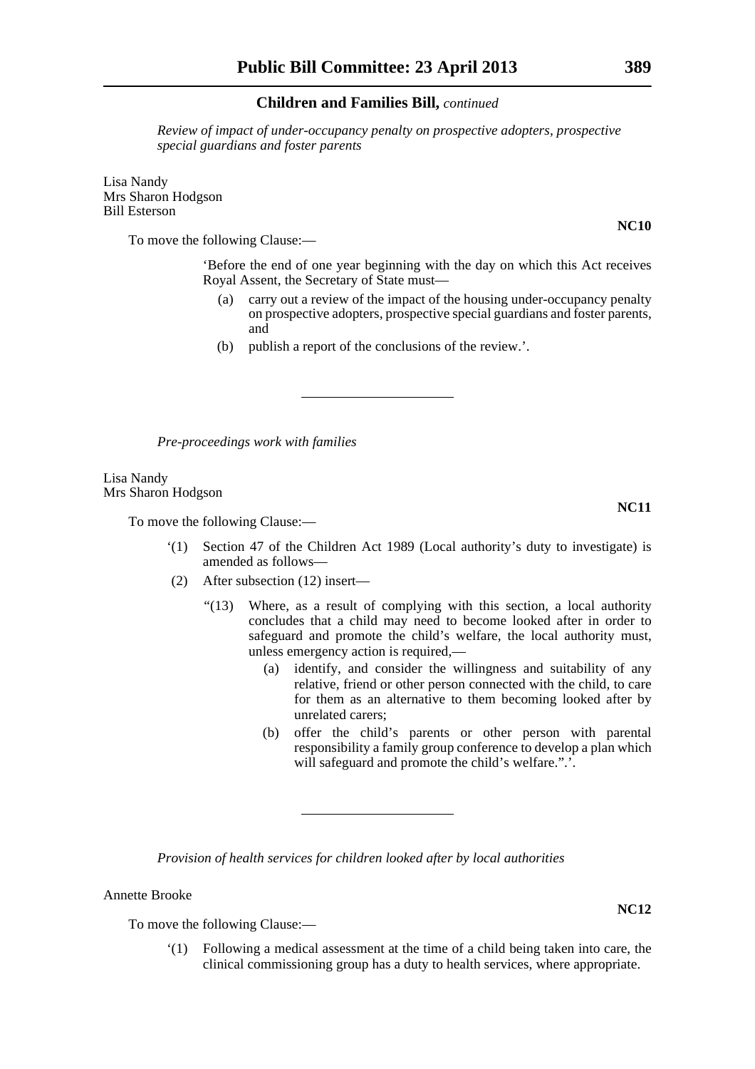*Review of impact of under-occupancy penalty on prospective adopters, prospective special guardians and foster parents*

Lisa Nandy
Mrs Sharon Hodgson
Bill Esterson

**NC10**

To move the following Clause:—

'Before the end of one year beginning with the day on which this Act receives Royal Assent, the Secretary of State must—

(a) carry out a review of the impact of the housing under-occupancy penalty on prospective adopters, prospective special guardians and foster parents, and

(b) publish a report of the conclusions of the review.'.

---

*Pre-proceedings work with families*

Lisa Nandy
Mrs Sharon Hodgson

**NC11**

To move the following Clause:—

'(1) Section 47 of the Children Act 1989 (Local authority's duty to investigate) is amended as follows—

(2) After subsection (12) insert—

"(13) Where, as a result of complying with this section, a local authority concludes that a child may need to become looked after in order to safeguard and promote the child's welfare, the local authority must, unless emergency action is required,—

(a) identify, and consider the willingness and suitability of any relative, friend or other person connected with the child, to care for them as an alternative to them becoming looked after by unrelated carers;

(b) offer the child's parents or other person with parental responsibility a family group conference to develop a plan which will safeguard and promote the child's welfare.".'.

---

*Provision of health services for children looked after by local authorities*

Annette Brooke

**NC12**

To move the following Clause:—

'(1) Following a medical assessment at the time of a child being taken into care, the clinical commissioning group has a duty to health services, where appropriate.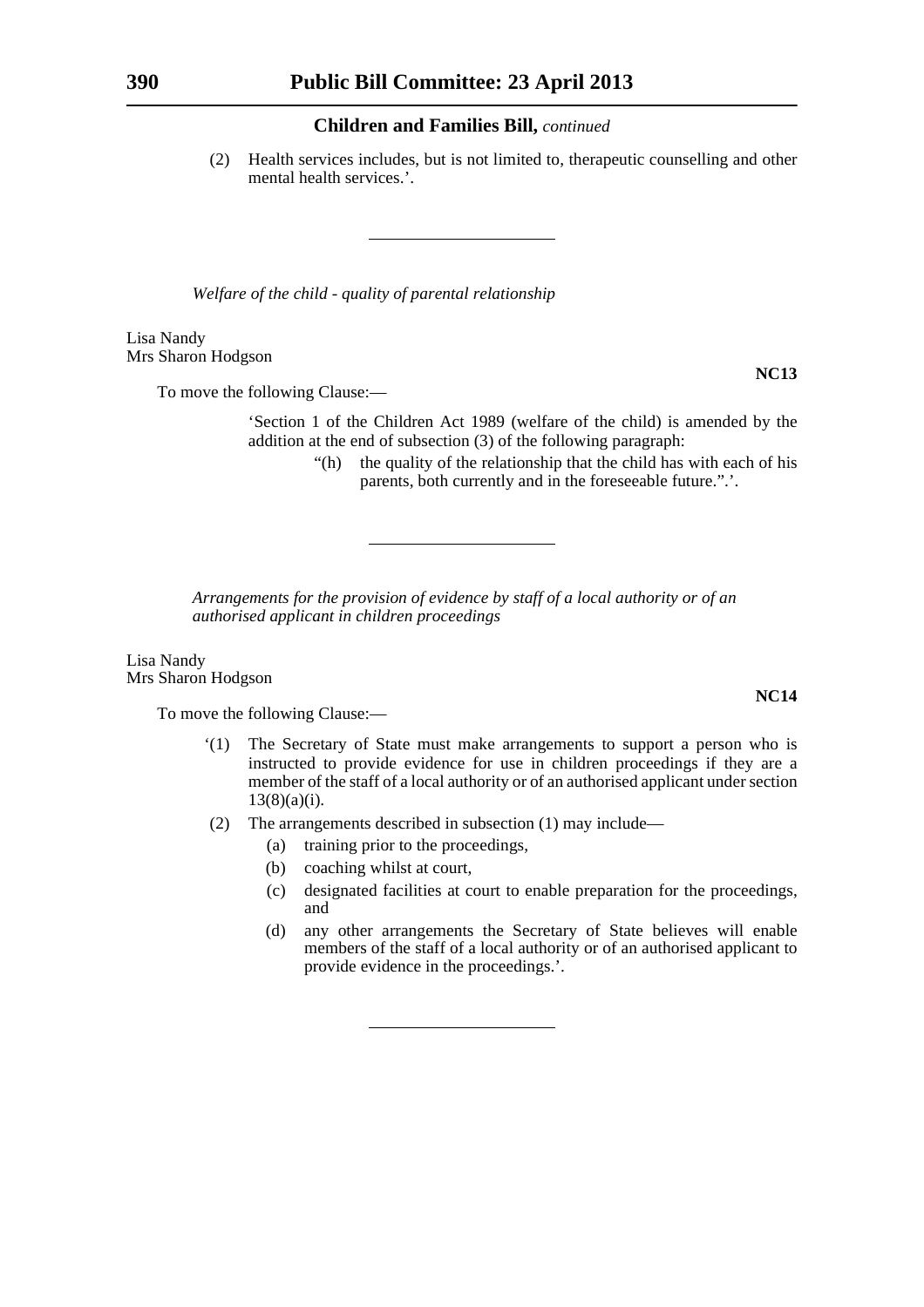(2) Health services includes, but is not limited to, therapeutic counselling and other mental health services.'.

---

*Welfare of the child - quality of parental relationship*

Lisa Nandy
Mrs Sharon Hodgson

**NC13**

To move the following Clause:—

'Section 1 of the Children Act 1989 (welfare of the child) is amended by the addition at the end of subsection (3) of the following paragraph:

"(h) the quality of the relationship that the child has with each of his parents, both currently and in the foreseeable future.".'.

---

*Arrangements for the provision of evidence by staff of a local authority or of an authorised applicant in children proceedings*

Lisa Nandy
Mrs Sharon Hodgson

**NC14**

To move the following Clause:—

'(1) The Secretary of State must make arrangements to support a person who is instructed to provide evidence for use in children proceedings if they are a member of the staff of a local authority or of an authorised applicant under section 13(8)(a)(i).

(2) The arrangements described in subsection (1) may include—

(a) training prior to the proceedings,

(b) coaching whilst at court,

(c) designated facilities at court to enable preparation for the proceedings, and

(d) any other arrangements the Secretary of State believes will enable members of the staff of a local authority or of an authorised applicant to provide evidence in the proceedings.'.

---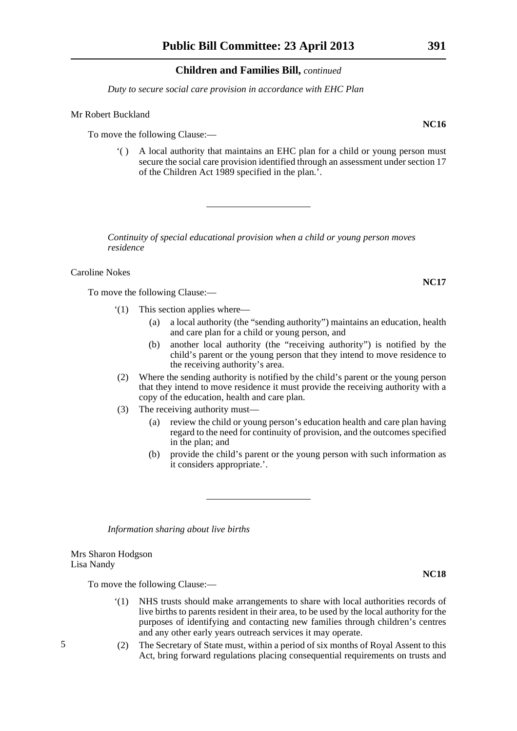*Duty to secure social care provision in accordance with EHC Plan*

Mr Robert Buckland

**NC16**

To move the following Clause:—

'( ) A local authority that maintains an EHC plan for a child or young person must secure the social care provision identified through an assessment under section 17 of the Children Act 1989 specified in the plan.'.

---

*Continuity of special educational provision when a child or young person moves residence*

Caroline Nokes

**NC17**

To move the following Clause:—

'(1) This section applies where—

(a) a local authority (the "sending authority") maintains an education, health and care plan for a child or young person, and

(b) another local authority (the "receiving authority") is notified by the child's parent or the young person that they intend to move residence to the receiving authority's area.

(2) Where the sending authority is notified by the child's parent or the young person that they intend to move residence it must provide the receiving authority with a copy of the education, health and care plan.

(3) The receiving authority must—

(a) review the child or young person's education health and care plan having regard to the need for continuity of provision, and the outcomes specified in the plan; and

(b) provide the child's parent or the young person with such information as it considers appropriate.'.

---

*Information sharing about live births*

Mrs Sharon Hodgson
Lisa Nandy

**NC18**

To move the following Clause:—

'(1) NHS trusts should make arrangements to share with local authorities records of live births to parents resident in their area, to be used by the local authority for the purposes of identifying and contacting new families through children's centres and any other early years outreach services it may operate.

(2) The Secretary of State must, within a period of six months of Royal Assent to this Act, bring forward regulations placing consequential requirements on trusts and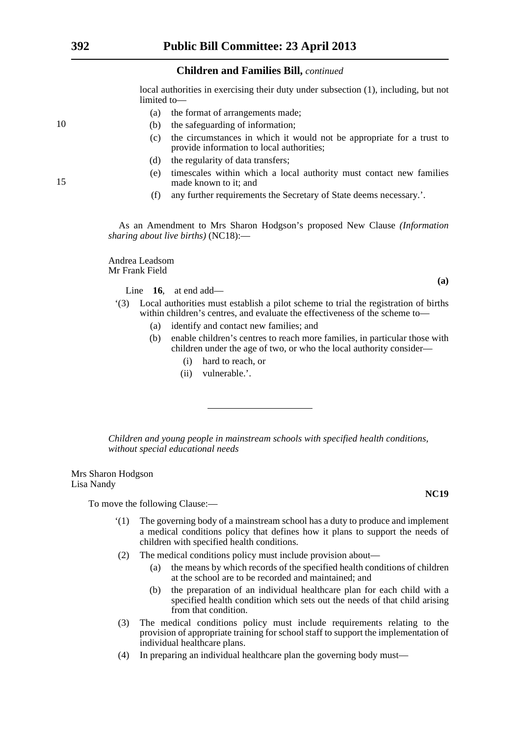local authorities in exercising their duty under subsection (1), including, but not limited to—

(a) the format of arrangements made;

(b) the safeguarding of information;

(c) the circumstances in which it would not be appropriate for a trust to provide information to local authorities;

(d) the regularity of data transfers;

(e) timescales within which a local authority must contact new families made known to it; and

(f) any further requirements the Secretary of State deems necessary.'.

As an Amendment to Mrs Sharon Hodgson's proposed New Clause *(Information sharing about live births)* (NC18):—

Andrea Leadsom
Mr Frank Field

**(a)**

Line **16**, at end add—

'(3) Local authorities must establish a pilot scheme to trial the registration of births within children's centres, and evaluate the effectiveness of the scheme to—

(a) identify and contact new families; and

(b) enable children's centres to reach more families, in particular those with children under the age of two, or who the local authority consider—

(i) hard to reach, or

(ii) vulnerable.'.

---

*Children and young people in mainstream schools with specified health conditions, without special educational needs*

Mrs Sharon Hodgson
Lisa Nandy

**NC19**

To move the following Clause:—

'(1) The governing body of a mainstream school has a duty to produce and implement a medical conditions policy that defines how it plans to support the needs of children with specified health conditions.

(2) The medical conditions policy must include provision about—

(a) the means by which records of the specified health conditions of children at the school are to be recorded and maintained; and

(b) the preparation of an individual healthcare plan for each child with a specified health condition which sets out the needs of that child arising from that condition.

(3) The medical conditions policy must include requirements relating to the provision of appropriate training for school staff to support the implementation of individual healthcare plans.

(4) In preparing an individual healthcare plan the governing body must—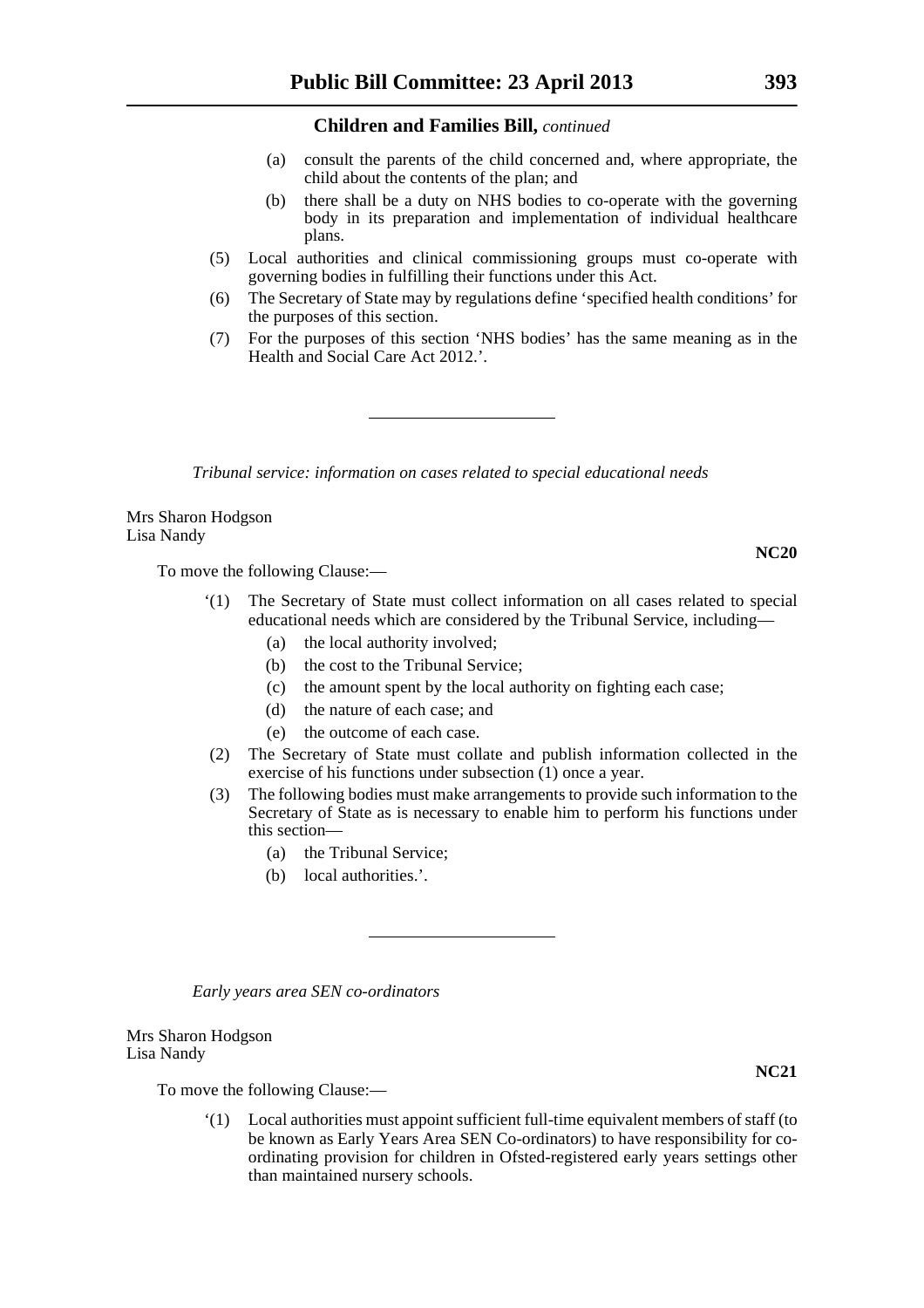### Children and Families Bill, *continued*

(a) consult the parents of the child concerned and, where appropriate, the child about the contents of the plan; and

(b) there shall be a duty on NHS bodies to co-operate with the governing body in its preparation and implementation of individual healthcare plans.

(5) Local authorities and clinical commissioning groups must co-operate with governing bodies in fulfilling their functions under this Act.

(6) The Secretary of State may by regulations define 'specified health conditions' for the purposes of this section.

(7) For the purposes of this section 'NHS bodies' has the same meaning as in the Health and Social Care Act 2012.'.

---

*Tribunal service: information on cases related to special educational needs*

Mrs Sharon Hodgson
Lisa Nandy

**NC20**

To move the following Clause:—

'(1) The Secretary of State must collect information on all cases related to special educational needs which are considered by the Tribunal Service, including—

(a) the local authority involved;

(b) the cost to the Tribunal Service;

(c) the amount spent by the local authority on fighting each case;

(d) the nature of each case; and

(e) the outcome of each case.

(2) The Secretary of State must collate and publish information collected in the exercise of his functions under subsection (1) once a year.

(3) The following bodies must make arrangements to provide such information to the Secretary of State as is necessary to enable him to perform his functions under this section—

(a) the Tribunal Service;

(b) local authorities.'.

---

*Early years area SEN co-ordinators*

Mrs Sharon Hodgson
Lisa Nandy

**NC21**

To move the following Clause:—

'(1) Local authorities must appoint sufficient full-time equivalent members of staff (to be known as Early Years Area SEN Co-ordinators) to have responsibility for co-ordinating provision for children in Ofsted-registered early years settings other than maintained nursery schools.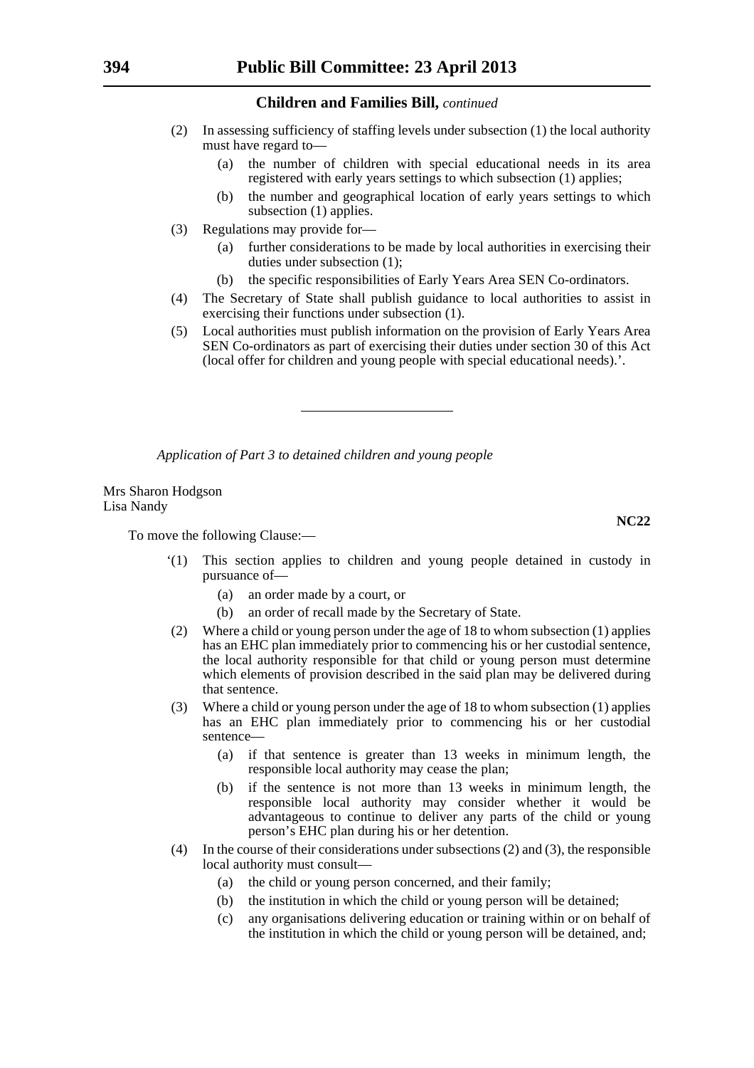**Children and Families Bill,** *continued*

(2) In assessing sufficiency of staffing levels under subsection (1) the local authority must have regard to—

(a) the number of children with special educational needs in its area registered with early years settings to which subsection (1) applies;

(b) the number and geographical location of early years settings to which subsection (1) applies.

(3) Regulations may provide for—

(a) further considerations to be made by local authorities in exercising their duties under subsection (1);

(b) the specific responsibilities of Early Years Area SEN Co-ordinators.

(4) The Secretary of State shall publish guidance to local authorities to assist in exercising their functions under subsection (1).

(5) Local authorities must publish information on the provision of Early Years Area SEN Co-ordinators as part of exercising their duties under section 30 of this Act (local offer for children and young people with special educational needs).'.

---

*Application of Part 3 to detained children and young people*

Mrs Sharon Hodgson
Lisa Nandy

**NC22**

To move the following Clause:—

'(1) This section applies to children and young people detained in custody in pursuance of—

(a) an order made by a court, or

(b) an order of recall made by the Secretary of State.

(2) Where a child or young person under the age of 18 to whom subsection (1) applies has an EHC plan immediately prior to commencing his or her custodial sentence, the local authority responsible for that child or young person must determine which elements of provision described in the said plan may be delivered during that sentence.

(3) Where a child or young person under the age of 18 to whom subsection (1) applies has an EHC plan immediately prior to commencing his or her custodial sentence—

(a) if that sentence is greater than 13 weeks in minimum length, the responsible local authority may cease the plan;

(b) if the sentence is not more than 13 weeks in minimum length, the responsible local authority may consider whether it would be advantageous to continue to deliver any parts of the child or young person's EHC plan during his or her detention.

(4) In the course of their considerations under subsections (2) and (3), the responsible local authority must consult—

(a) the child or young person concerned, and their family;

(b) the institution in which the child or young person will be detained;

(c) any organisations delivering education or training within or on behalf of the institution in which the child or young person will be detained, and;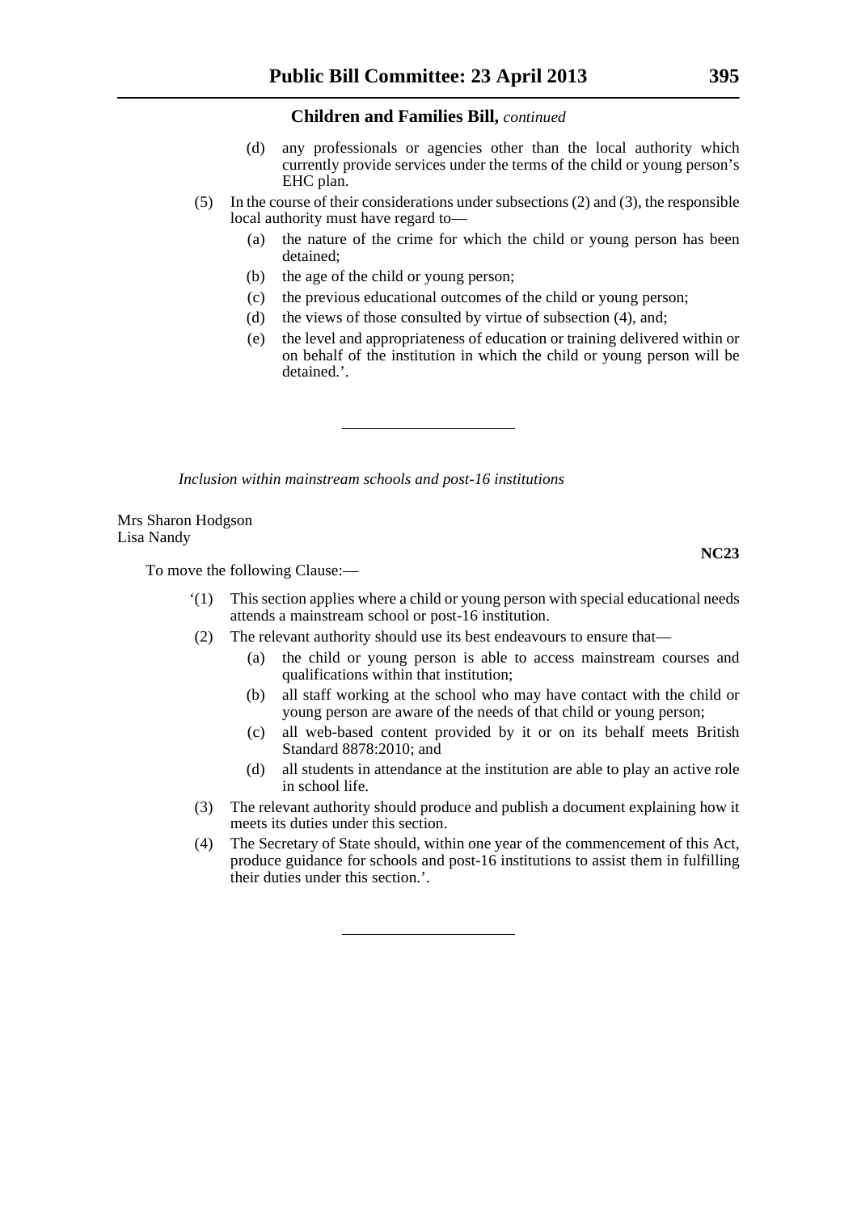(d) any professionals or agencies other than the local authority which currently provide services under the terms of the child or young person's EHC plan.

(5) In the course of their considerations under subsections (2) and (3), the responsible local authority must have regard to—

(a) the nature of the crime for which the child or young person has been detained;

(b) the age of the child or young person;

(c) the previous educational outcomes of the child or young person;

(d) the views of those consulted by virtue of subsection (4), and;

(e) the level and appropriateness of education or training delivered within or on behalf of the institution in which the child or young person will be detained.'.

---

*Inclusion within mainstream schools and post-16 institutions*

Mrs Sharon Hodgson
Lisa Nandy

**NC23**

To move the following Clause:—

'(1) This section applies where a child or young person with special educational needs attends a mainstream school or post-16 institution.

(2) The relevant authority should use its best endeavours to ensure that—

(a) the child or young person is able to access mainstream courses and qualifications within that institution;

(b) all staff working at the school who may have contact with the child or young person are aware of the needs of that child or young person;

(c) all web-based content provided by it or on its behalf meets British Standard 8878:2010; and

(d) all students in attendance at the institution are able to play an active role in school life.

(3) The relevant authority should produce and publish a document explaining how it meets its duties under this section.

(4) The Secretary of State should, within one year of the commencement of this Act, produce guidance for schools and post-16 institutions to assist them in fulfilling their duties under this section.'.

---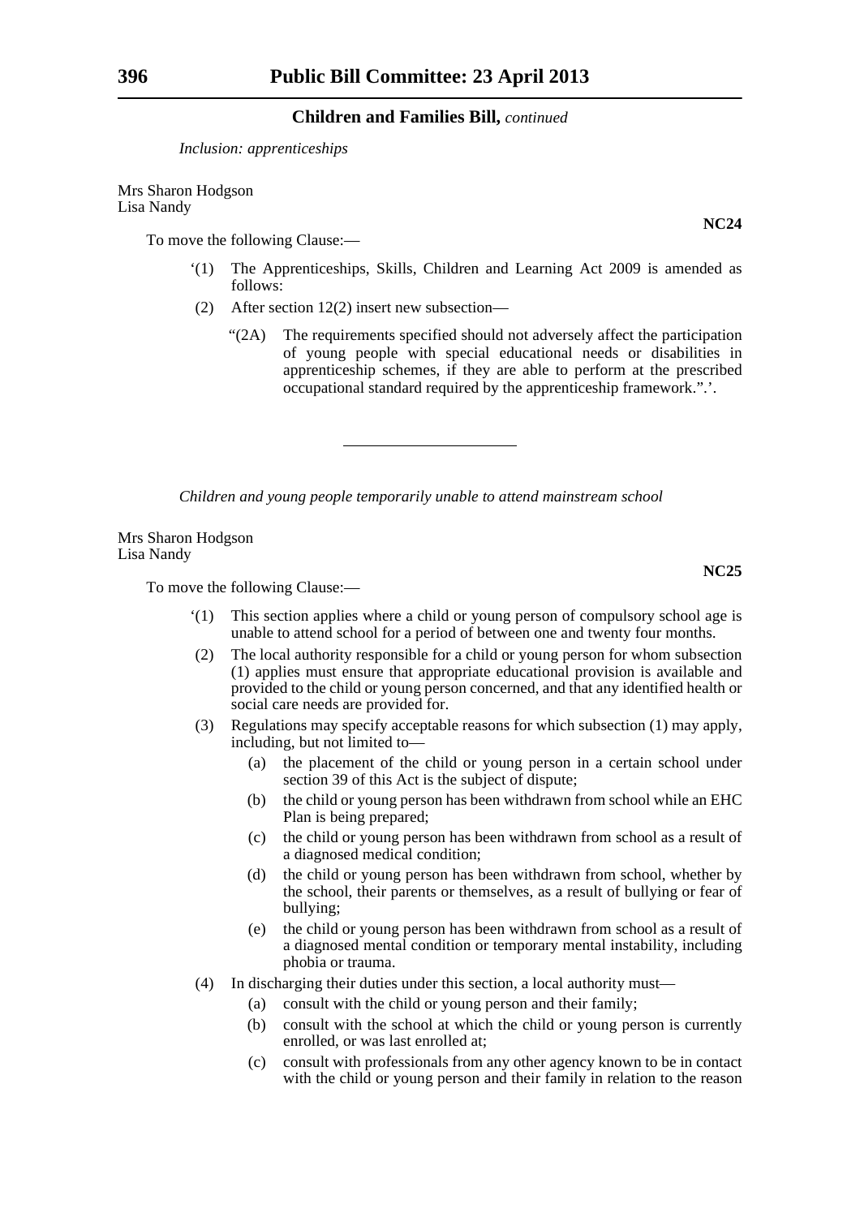## Children and Families Bill, *continued*

*Inclusion: apprenticeships*

Mrs Sharon Hodgson
Lisa Nandy

**NC24**

To move the following Clause:—

‘(1) The Apprenticeships, Skills, Children and Learning Act 2009 is amended as follows:

(2) After section 12(2) insert new subsection—

“(2A) The requirements specified should not adversely affect the participation of young people with special educational needs or disabilities in apprenticeship schemes, if they are able to perform at the prescribed occupational standard required by the apprenticeship framework.”.’.

---

*Children and young people temporarily unable to attend mainstream school*

Mrs Sharon Hodgson
Lisa Nandy

**NC25**

To move the following Clause:—

‘(1) This section applies where a child or young person of compulsory school age is unable to attend school for a period of between one and twenty four months.

(2) The local authority responsible for a child or young person for whom subsection (1) applies must ensure that appropriate educational provision is available and provided to the child or young person concerned, and that any identified health or social care needs are provided for.

(3) Regulations may specify acceptable reasons for which subsection (1) may apply, including, but not limited to—

(a) the placement of the child or young person in a certain school under section 39 of this Act is the subject of dispute;

(b) the child or young person has been withdrawn from school while an EHC Plan is being prepared;

(c) the child or young person has been withdrawn from school as a result of a diagnosed medical condition;

(d) the child or young person has been withdrawn from school, whether by the school, their parents or themselves, as a result of bullying or fear of bullying;

(e) the child or young person has been withdrawn from school as a result of a diagnosed mental condition or temporary mental instability, including phobia or trauma.

(4) In discharging their duties under this section, a local authority must—

(a) consult with the child or young person and their family;

(b) consult with the school at which the child or young person is currently enrolled, or was last enrolled at;

(c) consult with professionals from any other agency known to be in contact with the child or young person and their family in relation to the reason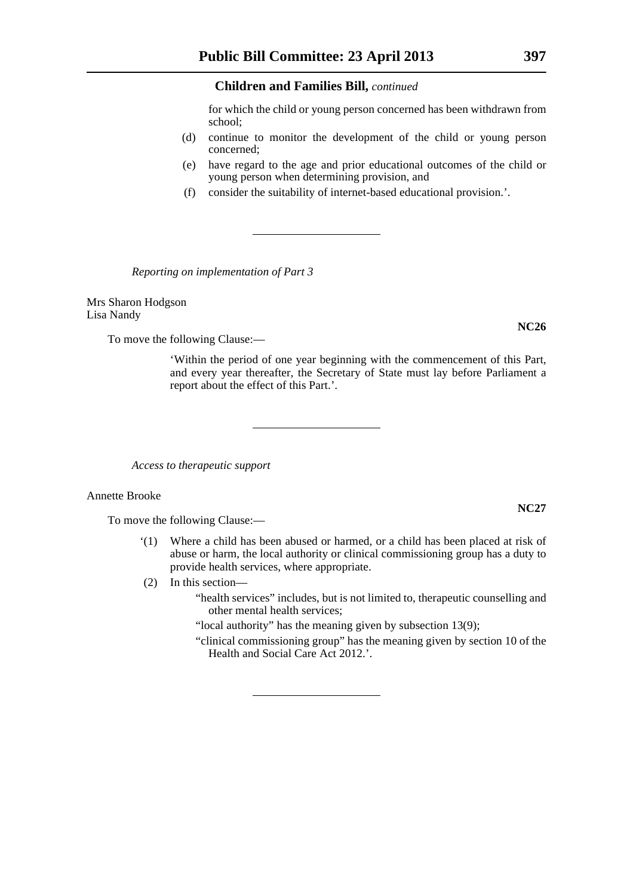for which the child or young person concerned has been withdrawn from school;

(d) continue to monitor the development of the child or young person concerned;

(e) have regard to the age and prior educational outcomes of the child or young person when determining provision, and

(f) consider the suitability of internet-based educational provision.'.

---

*Reporting on implementation of Part 3*

Mrs Sharon Hodgson
Lisa Nandy

**NC26**

To move the following Clause:—

'Within the period of one year beginning with the commencement of this Part, and every year thereafter, the Secretary of State must lay before Parliament a report about the effect of this Part.'.

---

*Access to therapeutic support*

Annette Brooke

**NC27**

To move the following Clause:—

'(1) Where a child has been abused or harmed, or a child has been placed at risk of abuse or harm, the local authority or clinical commissioning group has a duty to provide health services, where appropriate.

(2) In this section—

"health services" includes, but is not limited to, therapeutic counselling and other mental health services;

"local authority" has the meaning given by subsection 13(9);

"clinical commissioning group" has the meaning given by section 10 of the Health and Social Care Act 2012.'.

---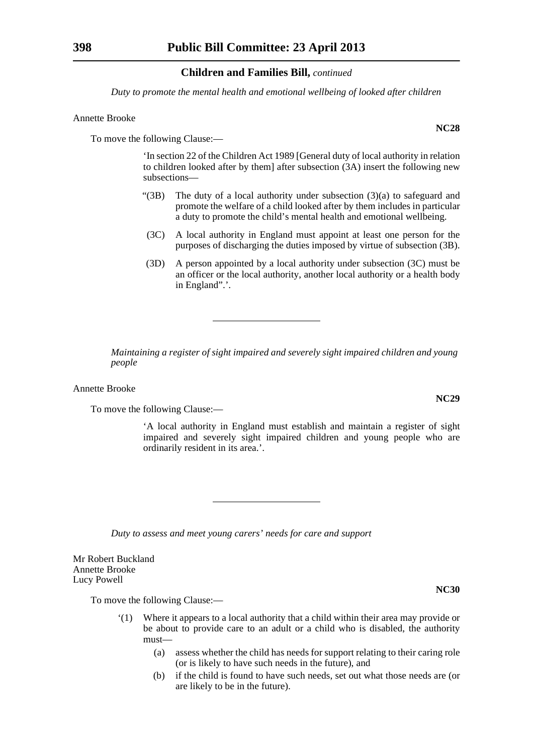**Children and Families Bill,** *continued*

*Duty to promote the mental health and emotional wellbeing of looked after children*

Annette Brooke

**NC28**

To move the following Clause:—

> 'In section 22 of the Children Act 1989 [General duty of local authority in relation to children looked after by them] after subsection (3A) insert the following new subsections—
>
> "(3B) The duty of a local authority under subsection (3)(a) to safeguard and promote the welfare of a child looked after by them includes in particular a duty to promote the child's mental health and emotional wellbeing.
>
> (3C) A local authority in England must appoint at least one person for the purposes of discharging the duties imposed by virtue of subsection (3B).
>
> (3D) A person appointed by a local authority under subsection (3C) must be an officer or the local authority, another local authority or a health body in England".'.

---

*Maintaining a register of sight impaired and severely sight impaired children and young people*

Annette Brooke

**NC29**

To move the following Clause:—

> 'A local authority in England must establish and maintain a register of sight impaired and severely sight impaired children and young people who are ordinarily resident in its area.'.

---

*Duty to assess and meet young carers' needs for care and support*

Mr Robert Buckland
Annette Brooke
Lucy Powell

**NC30**

To move the following Clause:—

> '(1) Where it appears to a local authority that a child within their area may provide or be about to provide care to an adult or a child who is disabled, the authority must—
>
> (a) assess whether the child has needs for support relating to their caring role (or is likely to have such needs in the future), and
>
> (b) if the child is found to have such needs, set out what those needs are (or are likely to be in the future).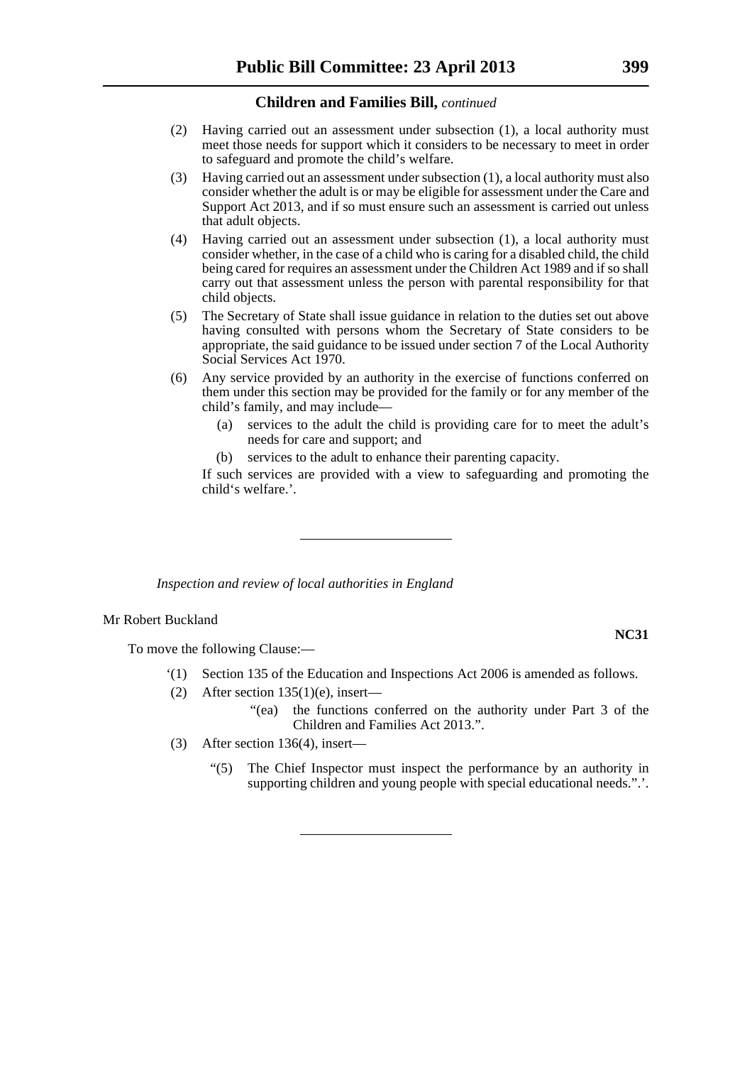(2) Having carried out an assessment under subsection (1), a local authority must meet those needs for support which it considers to be necessary to meet in order to safeguard and promote the child's welfare.

(3) Having carried out an assessment under subsection (1), a local authority must also consider whether the adult is or may be eligible for assessment under the Care and Support Act 2013, and if so must ensure such an assessment is carried out unless that adult objects.

(4) Having carried out an assessment under subsection (1), a local authority must consider whether, in the case of a child who is caring for a disabled child, the child being cared for requires an assessment under the Children Act 1989 and if so shall carry out that assessment unless the person with parental responsibility for that child objects.

(5) The Secretary of State shall issue guidance in relation to the duties set out above having consulted with persons whom the Secretary of State considers to be appropriate, the said guidance to be issued under section 7 of the Local Authority Social Services Act 1970.

(6) Any service provided by an authority in the exercise of functions conferred on them under this section may be provided for the family or for any member of the child's family, and may include—

(a) services to the adult the child is providing care for to meet the adult's needs for care and support; and

(b) services to the adult to enhance their parenting capacity.

If such services are provided with a view to safeguarding and promoting the child's welfare.'.

---

*Inspection and review of local authorities in England*

Mr Robert Buckland

**NC31**

To move the following Clause:—

'(1) Section 135 of the Education and Inspections Act 2006 is amended as follows.

(2) After section 135(1)(e), insert—

"(ea) the functions conferred on the authority under Part 3 of the Children and Families Act 2013.".

(3) After section 136(4), insert—

"(5) The Chief Inspector must inspect the performance by an authority in supporting children and young people with special educational needs.".'.

---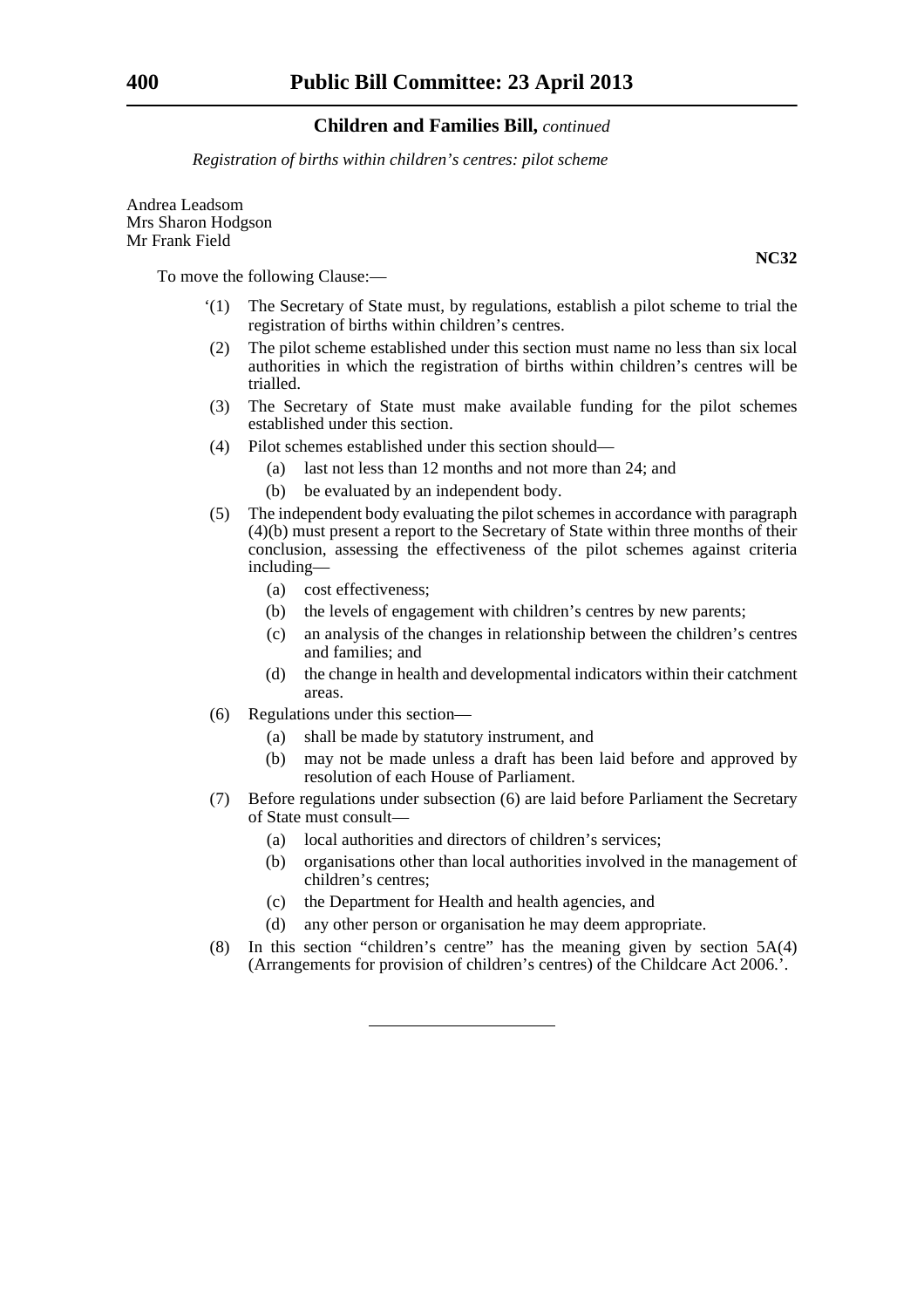**Children and Families Bill,** *continued*

*Registration of births within children's centres: pilot scheme*

Andrea Leadsom
Mrs Sharon Hodgson
Mr Frank Field

**NC32**

To move the following Clause:—

'(1) The Secretary of State must, by regulations, establish a pilot scheme to trial the registration of births within children's centres.

(2) The pilot scheme established under this section must name no less than six local authorities in which the registration of births within children's centres will be trialled.

(3) The Secretary of State must make available funding for the pilot schemes established under this section.

(4) Pilot schemes established under this section should—

- (a) last not less than 12 months and not more than 24; and
- (b) be evaluated by an independent body.

(5) The independent body evaluating the pilot schemes in accordance with paragraph (4)(b) must present a report to the Secretary of State within three months of their conclusion, assessing the effectiveness of the pilot schemes against criteria including—

- (a) cost effectiveness;
- (b) the levels of engagement with children's centres by new parents;
- (c) an analysis of the changes in relationship between the children's centres and families; and
- (d) the change in health and developmental indicators within their catchment areas.

(6) Regulations under this section—

- (a) shall be made by statutory instrument, and
- (b) may not be made unless a draft has been laid before and approved by resolution of each House of Parliament.

(7) Before regulations under subsection (6) are laid before Parliament the Secretary of State must consult—

- (a) local authorities and directors of children's services;
- (b) organisations other than local authorities involved in the management of children's centres;
- (c) the Department for Health and health agencies, and
- (d) any other person or organisation he may deem appropriate.

(8) In this section "children's centre" has the meaning given by section 5A(4) (Arrangements for provision of children's centres) of the Childcare Act 2006.'.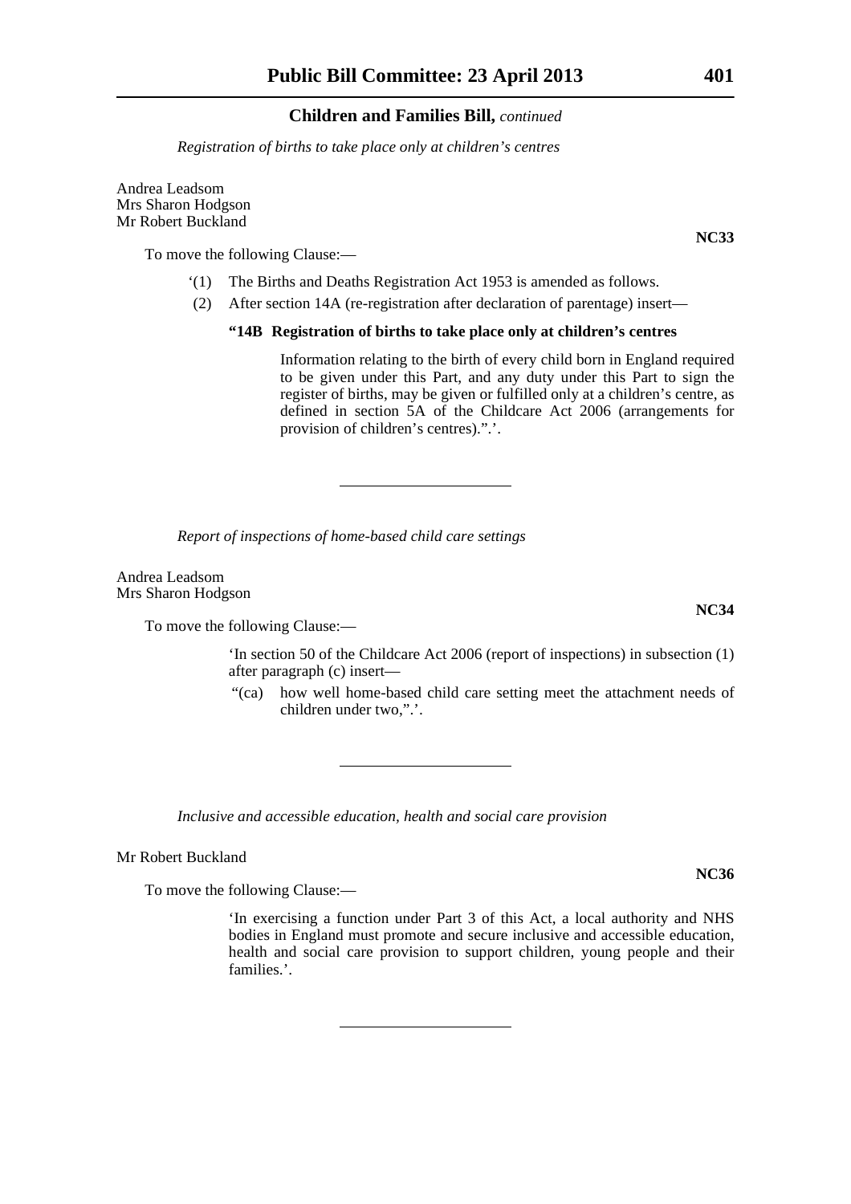**Children and Families Bill,** *continued*

*Registration of births to take place only at children's centres*

Andrea Leadsom
Mrs Sharon Hodgson
Mr Robert Buckland

**NC33**

To move the following Clause:—

'(1) The Births and Deaths Registration Act 1953 is amended as follows.

(2) After section 14A (re-registration after declaration of parentage) insert—

**"14B Registration of births to take place only at children's centres**

Information relating to the birth of every child born in England required to be given under this Part, and any duty under this Part to sign the register of births, may be given or fulfilled only at a children's centre, as defined in section 5A of the Childcare Act 2006 (arrangements for provision of children's centres).".'.

---

*Report of inspections of home-based child care settings*

Andrea Leadsom
Mrs Sharon Hodgson

**NC34**

To move the following Clause:—

'In section 50 of the Childcare Act 2006 (report of inspections) in subsection (1) after paragraph (c) insert—

"(ca) how well home-based child care setting meet the attachment needs of children under two,".'.

---

*Inclusive and accessible education, health and social care provision*

Mr Robert Buckland

**NC36**

To move the following Clause:—

'In exercising a function under Part 3 of this Act, a local authority and NHS bodies in England must promote and secure inclusive and accessible education, health and social care provision to support children, young people and their families.'.

---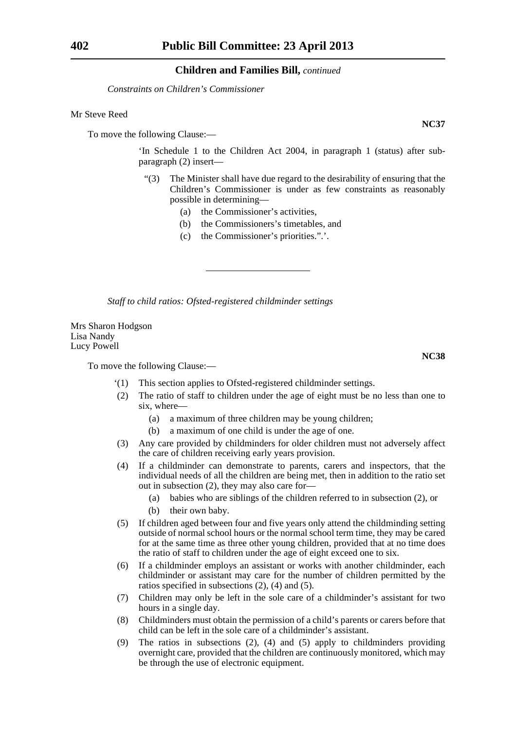### Children and Families Bill, *continued*

*Constraints on Children's Commissioner*

Mr Steve Reed

**NC37**

To move the following Clause:—

'In Schedule 1 to the Children Act 2004, in paragraph 1 (status) after sub-paragraph (2) insert—

"(3) The Minister shall have due regard to the desirability of ensuring that the Children's Commissioner is under as few constraints as reasonably possible in determining—

(a) the Commissioner's activities,

(b) the Commissioners's timetables, and

(c) the Commissioner's priorities.".'.

---

*Staff to child ratios: Ofsted-registered childminder settings*

Mrs Sharon Hodgson
Lisa Nandy
Lucy Powell

**NC38**

To move the following Clause:—

'(1) This section applies to Ofsted-registered childminder settings.

(2) The ratio of staff to children under the age of eight must be no less than one to six, where—

(a) a maximum of three children may be young children;

(b) a maximum of one child is under the age of one.

(3) Any care provided by childminders for older children must not adversely affect the care of children receiving early years provision.

(4) If a childminder can demonstrate to parents, carers and inspectors, that the individual needs of all the children are being met, then in addition to the ratio set out in subsection (2), they may also care for—

(a) babies who are siblings of the children referred to in subsection (2), or

(b) their own baby.

(5) If children aged between four and five years only attend the childminding setting outside of normal school hours or the normal school term time, they may be cared for at the same time as three other young children, provided that at no time does the ratio of staff to children under the age of eight exceed one to six.

(6) If a childminder employs an assistant or works with another childminder, each childminder or assistant may care for the number of children permitted by the ratios specified in subsections (2), (4) and (5).

(7) Children may only be left in the sole care of a childminder's assistant for two hours in a single day.

(8) Childminders must obtain the permission of a child's parents or carers before that child can be left in the sole care of a childminder's assistant.

(9) The ratios in subsections (2), (4) and (5) apply to childminders providing overnight care, provided that the children are continuously monitored, which may be through the use of electronic equipment.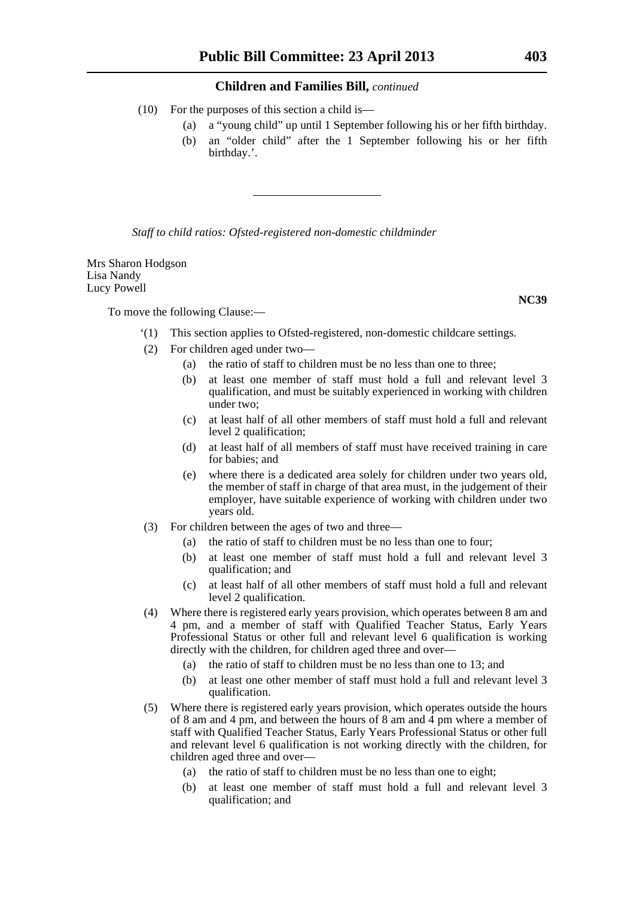(10) For the purposes of this section a child is—

(a) a "young child" up until 1 September following his or her fifth birthday.

(b) an "older child" after the 1 September following his or her fifth birthday.'.

---

*Staff to child ratios: Ofsted-registered non-domestic childminder*

Mrs Sharon Hodgson
Lisa Nandy
Lucy Powell

**NC39**

To move the following Clause:—

'(1) This section applies to Ofsted-registered, non-domestic childcare settings.

(2) For children aged under two—

(a) the ratio of staff to children must be no less than one to three;

(b) at least one member of staff must hold a full and relevant level 3 qualification, and must be suitably experienced in working with children under two;

(c) at least half of all other members of staff must hold a full and relevant level 2 qualification;

(d) at least half of all members of staff must have received training in care for babies; and

(e) where there is a dedicated area solely for children under two years old, the member of staff in charge of that area must, in the judgement of their employer, have suitable experience of working with children under two years old.

(3) For children between the ages of two and three—

(a) the ratio of staff to children must be no less than one to four;

(b) at least one member of staff must hold a full and relevant level 3 qualification; and

(c) at least half of all other members of staff must hold a full and relevant level 2 qualification.

(4) Where there is registered early years provision, which operates between 8 am and 4 pm, and a member of staff with Qualified Teacher Status, Early Years Professional Status or other full and relevant level 6 qualification is working directly with the children, for children aged three and over—

(a) the ratio of staff to children must be no less than one to 13; and

(b) at least one other member of staff must hold a full and relevant level 3 qualification.

(5) Where there is registered early years provision, which operates outside the hours of 8 am and 4 pm, and between the hours of 8 am and 4 pm where a member of staff with Qualified Teacher Status, Early Years Professional Status or other full and relevant level 6 qualification is not working directly with the children, for children aged three and over—

(a) the ratio of staff to children must be no less than one to eight;

(b) at least one member of staff must hold a full and relevant level 3 qualification; and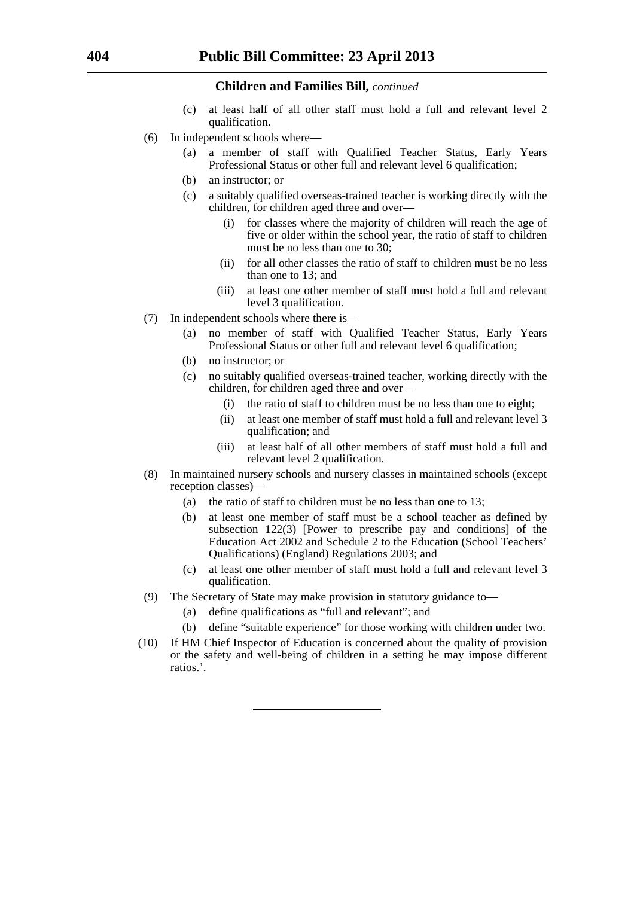**Children and Families Bill,** *continued*

(c) at least half of all other staff must hold a full and relevant level 2 qualification.

(6) In independent schools where—

(a) a member of staff with Qualified Teacher Status, Early Years Professional Status or other full and relevant level 6 qualification;

(b) an instructor; or

(c) a suitably qualified overseas-trained teacher is working directly with the children, for children aged three and over—

(i) for classes where the majority of children will reach the age of five or older within the school year, the ratio of staff to children must be no less than one to 30;

(ii) for all other classes the ratio of staff to children must be no less than one to 13; and

(iii) at least one other member of staff must hold a full and relevant level 3 qualification.

(7) In independent schools where there is—

(a) no member of staff with Qualified Teacher Status, Early Years Professional Status or other full and relevant level 6 qualification;

(b) no instructor; or

(c) no suitably qualified overseas-trained teacher, working directly with the children, for children aged three and over—

(i) the ratio of staff to children must be no less than one to eight;

(ii) at least one member of staff must hold a full and relevant level 3 qualification; and

(iii) at least half of all other members of staff must hold a full and relevant level 2 qualification.

(8) In maintained nursery schools and nursery classes in maintained schools (except reception classes)—

(a) the ratio of staff to children must be no less than one to 13;

(b) at least one member of staff must be a school teacher as defined by subsection 122(3) [Power to prescribe pay and conditions] of the Education Act 2002 and Schedule 2 to the Education (School Teachers' Qualifications) (England) Regulations 2003; and

(c) at least one other member of staff must hold a full and relevant level 3 qualification.

(9) The Secretary of State may make provision in statutory guidance to—

(a) define qualifications as "full and relevant"; and

(b) define "suitable experience" for those working with children under two.

(10) If HM Chief Inspector of Education is concerned about the quality of provision or the safety and well-being of children in a setting he may impose different ratios.'.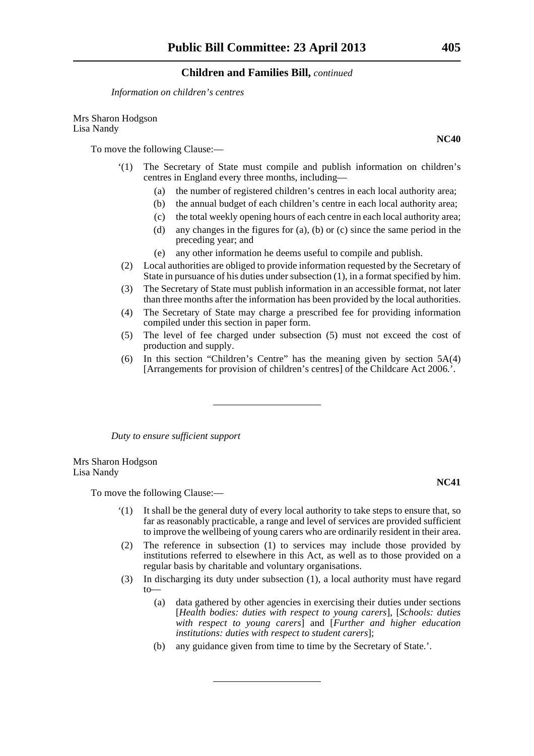*Information on children's centres*

Mrs Sharon Hodgson
Lisa Nandy

**NC40**

To move the following Clause:—

'(1) The Secretary of State must compile and publish information on children's centres in England every three months, including—

(a) the number of registered children's centres in each local authority area;

(b) the annual budget of each children's centre in each local authority area;

(c) the total weekly opening hours of each centre in each local authority area;

(d) any changes in the figures for (a), (b) or (c) since the same period in the preceding year; and

(e) any other information he deems useful to compile and publish.

(2) Local authorities are obliged to provide information requested by the Secretary of State in pursuance of his duties under subsection (1), in a format specified by him.

(3) The Secretary of State must publish information in an accessible format, not later than three months after the information has been provided by the local authorities.

(4) The Secretary of State may charge a prescribed fee for providing information compiled under this section in paper form.

(5) The level of fee charged under subsection (5) must not exceed the cost of production and supply.

(6) In this section "Children's Centre" has the meaning given by section 5A(4) [Arrangements for provision of children's centres] of the Childcare Act 2006.'.

---

*Duty to ensure sufficient support*

Mrs Sharon Hodgson
Lisa Nandy

**NC41**

To move the following Clause:—

'(1) It shall be the general duty of every local authority to take steps to ensure that, so far as reasonably practicable, a range and level of services are provided sufficient to improve the wellbeing of young carers who are ordinarily resident in their area.

(2) The reference in subsection (1) to services may include those provided by institutions referred to elsewhere in this Act, as well as to those provided on a regular basis by charitable and voluntary organisations.

(3) In discharging its duty under subsection (1), a local authority must have regard to—

(a) data gathered by other agencies in exercising their duties under sections [*Health bodies: duties with respect to young carers*], [*Schools: duties with respect to young carers*] and [*Further and higher education institutions: duties with respect to student carers*];

(b) any guidance given from time to time by the Secretary of State.'.

---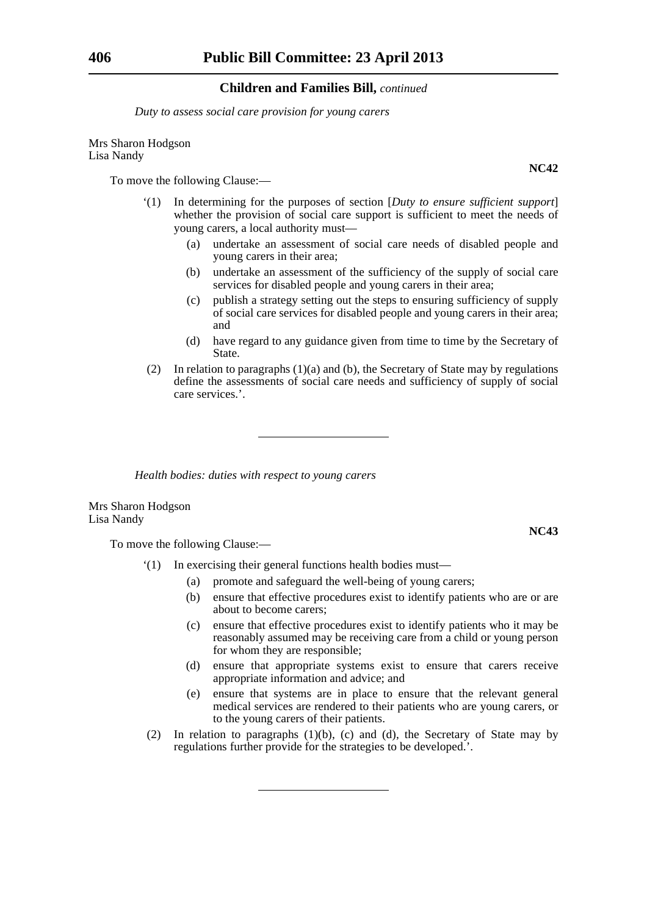*Duty to assess social care provision for young carers*

Mrs Sharon Hodgson
Lisa Nandy

**NC42**

To move the following Clause:—

'(1) In determining for the purposes of section [*Duty to ensure sufficient support*] whether the provision of social care support is sufficient to meet the needs of young carers, a local authority must—

(a) undertake an assessment of social care needs of disabled people and young carers in their area;

(b) undertake an assessment of the sufficiency of the supply of social care services for disabled people and young carers in their area;

(c) publish a strategy setting out the steps to ensuring sufficiency of supply of social care services for disabled people and young carers in their area; and

(d) have regard to any guidance given from time to time by the Secretary of State.

(2) In relation to paragraphs (1)(a) and (b), the Secretary of State may by regulations define the assessments of social care needs and sufficiency of supply of social care services.'.

---

*Health bodies: duties with respect to young carers*

Mrs Sharon Hodgson
Lisa Nandy

**NC43**

To move the following Clause:—

'(1) In exercising their general functions health bodies must—

(a) promote and safeguard the well-being of young carers;

(b) ensure that effective procedures exist to identify patients who are or are about to become carers;

(c) ensure that effective procedures exist to identify patients who it may be reasonably assumed may be receiving care from a child or young person for whom they are responsible;

(d) ensure that appropriate systems exist to ensure that carers receive appropriate information and advice; and

(e) ensure that systems are in place to ensure that the relevant general medical services are rendered to their patients who are young carers, or to the young carers of their patients.

(2) In relation to paragraphs (1)(b), (c) and (d), the Secretary of State may by regulations further provide for the strategies to be developed.'.

---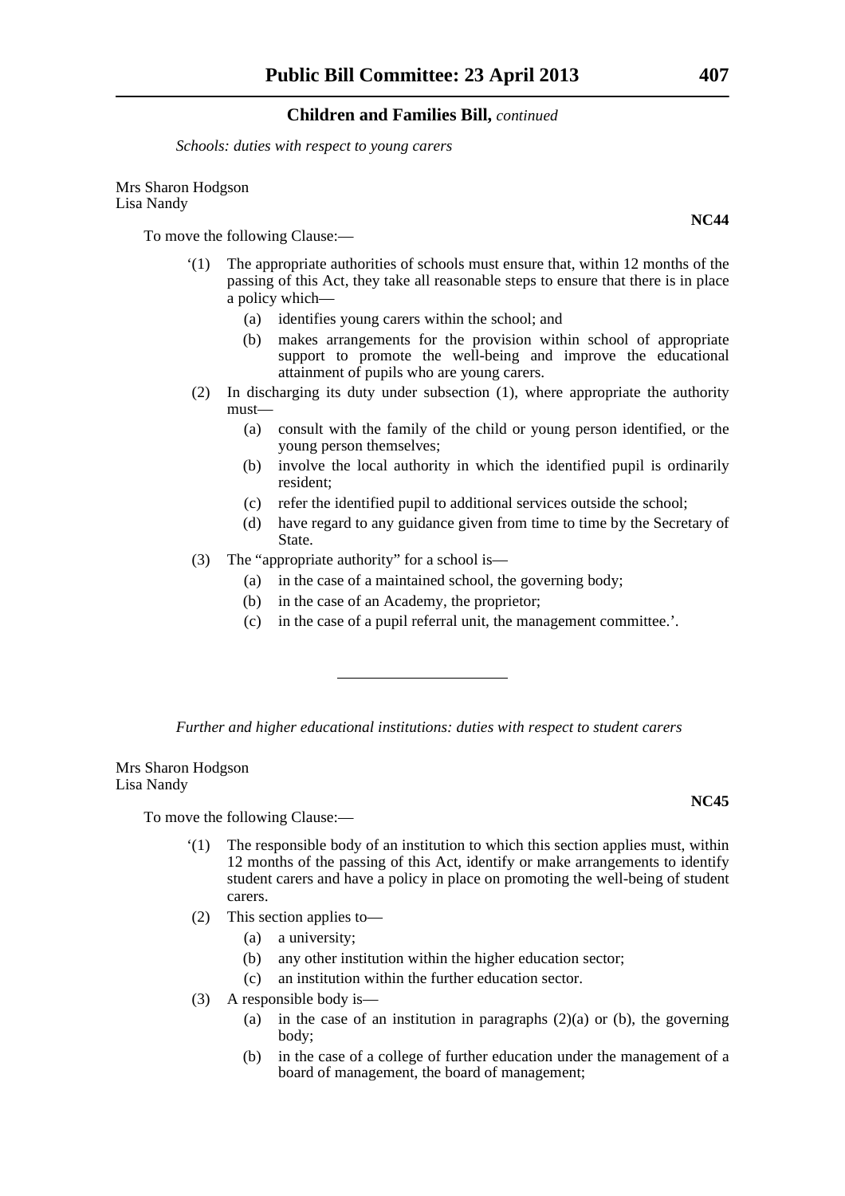*Schools: duties with respect to young carers*

Mrs Sharon Hodgson
Lisa Nandy

**NC44**

To move the following Clause:—

'(1) The appropriate authorities of schools must ensure that, within 12 months of the passing of this Act, they take all reasonable steps to ensure that there is in place a policy which—

(a) identifies young carers within the school; and

(b) makes arrangements for the provision within school of appropriate support to promote the well-being and improve the educational attainment of pupils who are young carers.

(2) In discharging its duty under subsection (1), where appropriate the authority must—

(a) consult with the family of the child or young person identified, or the young person themselves;

(b) involve the local authority in which the identified pupil is ordinarily resident;

(c) refer the identified pupil to additional services outside the school;

(d) have regard to any guidance given from time to time by the Secretary of State.

(3) The "appropriate authority" for a school is—

(a) in the case of a maintained school, the governing body;

(b) in the case of an Academy, the proprietor;

(c) in the case of a pupil referral unit, the management committee.'.

---

*Further and higher educational institutions: duties with respect to student carers*

Mrs Sharon Hodgson
Lisa Nandy

**NC45**

To move the following Clause:—

'(1) The responsible body of an institution to which this section applies must, within 12 months of the passing of this Act, identify or make arrangements to identify student carers and have a policy in place on promoting the well-being of student carers.

(2) This section applies to—

(a) a university;

(b) any other institution within the higher education sector;

(c) an institution within the further education sector.

(3) A responsible body is—

(a) in the case of an institution in paragraphs (2)(a) or (b), the governing body;

(b) in the case of a college of further education under the management of a board of management, the board of management;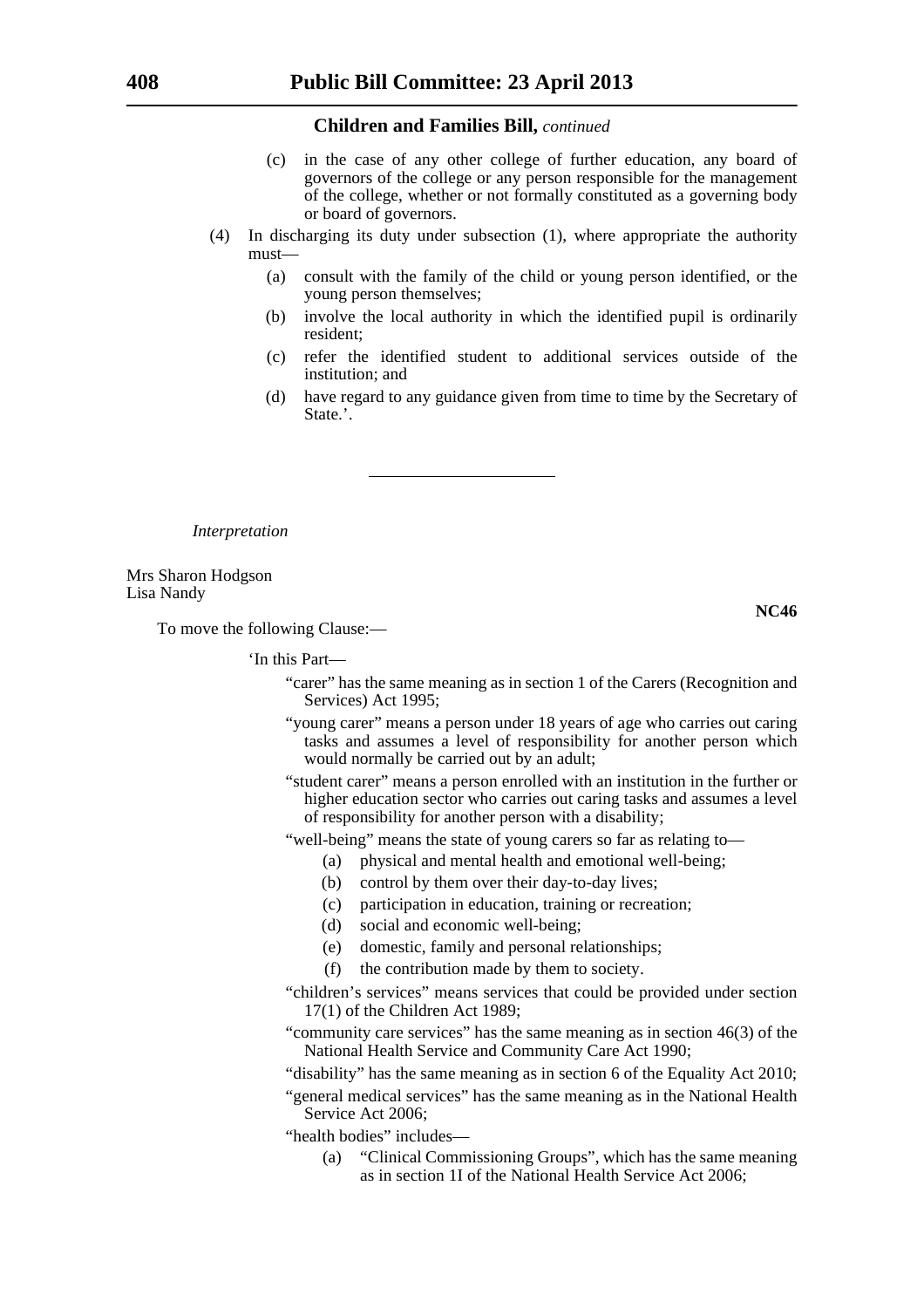**Children and Families Bill,** *continued*

(c) in the case of any other college of further education, any board of governors of the college or any person responsible for the management of the college, whether or not formally constituted as a governing body or board of governors.

(4) In discharging its duty under subsection (1), where appropriate the authority must—

(a) consult with the family of the child or young person identified, or the young person themselves;

(b) involve the local authority in which the identified pupil is ordinarily resident;

(c) refer the identified student to additional services outside of the institution; and

(d) have regard to any guidance given from time to time by the Secretary of State.'.

---

*Interpretation*

Mrs Sharon Hodgson
Lisa Nandy

**NC46**

To move the following Clause:—

'In this Part—

"carer" has the same meaning as in section 1 of the Carers (Recognition and Services) Act 1995;

"young carer" means a person under 18 years of age who carries out caring tasks and assumes a level of responsibility for another person which would normally be carried out by an adult;

"student carer" means a person enrolled with an institution in the further or higher education sector who carries out caring tasks and assumes a level of responsibility for another person with a disability;

"well-being" means the state of young carers so far as relating to—

(a) physical and mental health and emotional well-being;

(b) control by them over their day-to-day lives;

(c) participation in education, training or recreation;

(d) social and economic well-being;

(e) domestic, family and personal relationships;

(f) the contribution made by them to society.

"children's services" means services that could be provided under section 17(1) of the Children Act 1989;

"community care services" has the same meaning as in section 46(3) of the National Health Service and Community Care Act 1990;

"disability" has the same meaning as in section 6 of the Equality Act 2010;

"general medical services" has the same meaning as in the National Health Service Act 2006;

"health bodies" includes—

(a) "Clinical Commissioning Groups", which has the same meaning as in section 1I of the National Health Service Act 2006;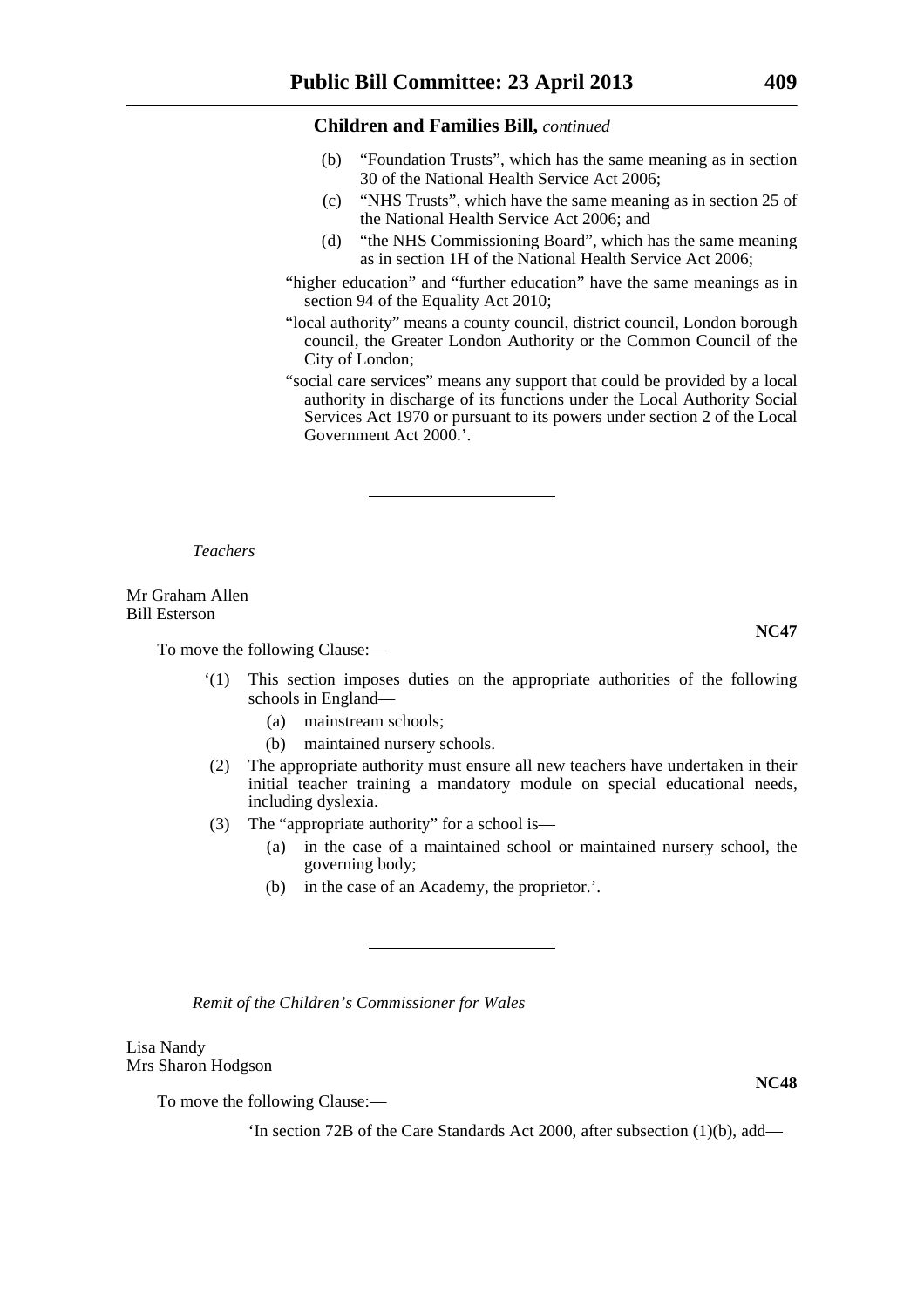**Children and Families Bill,** *continued*

(b) "Foundation Trusts", which has the same meaning as in section 30 of the National Health Service Act 2006;

(c) "NHS Trusts", which have the same meaning as in section 25 of the National Health Service Act 2006; and

(d) "the NHS Commissioning Board", which has the same meaning as in section 1H of the National Health Service Act 2006;

"higher education" and "further education" have the same meanings as in section 94 of the Equality Act 2010;

"local authority" means a county council, district council, London borough council, the Greater London Authority or the Common Council of the City of London;

"social care services" means any support that could be provided by a local authority in discharge of its functions under the Local Authority Social Services Act 1970 or pursuant to its powers under section 2 of the Local Government Act 2000.'.

---

*Teachers*

Mr Graham Allen
Bill Esterson

**NC47**

To move the following Clause:—

'(1) This section imposes duties on the appropriate authorities of the following schools in England—

(a) mainstream schools;

(b) maintained nursery schools.

(2) The appropriate authority must ensure all new teachers have undertaken in their initial teacher training a mandatory module on special educational needs, including dyslexia.

(3) The "appropriate authority" for a school is—

(a) in the case of a maintained school or maintained nursery school, the governing body;

(b) in the case of an Academy, the proprietor.'.

---

*Remit of the Children's Commissioner for Wales*

Lisa Nandy
Mrs Sharon Hodgson

**NC48**

To move the following Clause:—

'In section 72B of the Care Standards Act 2000, after subsection (1)(b), add—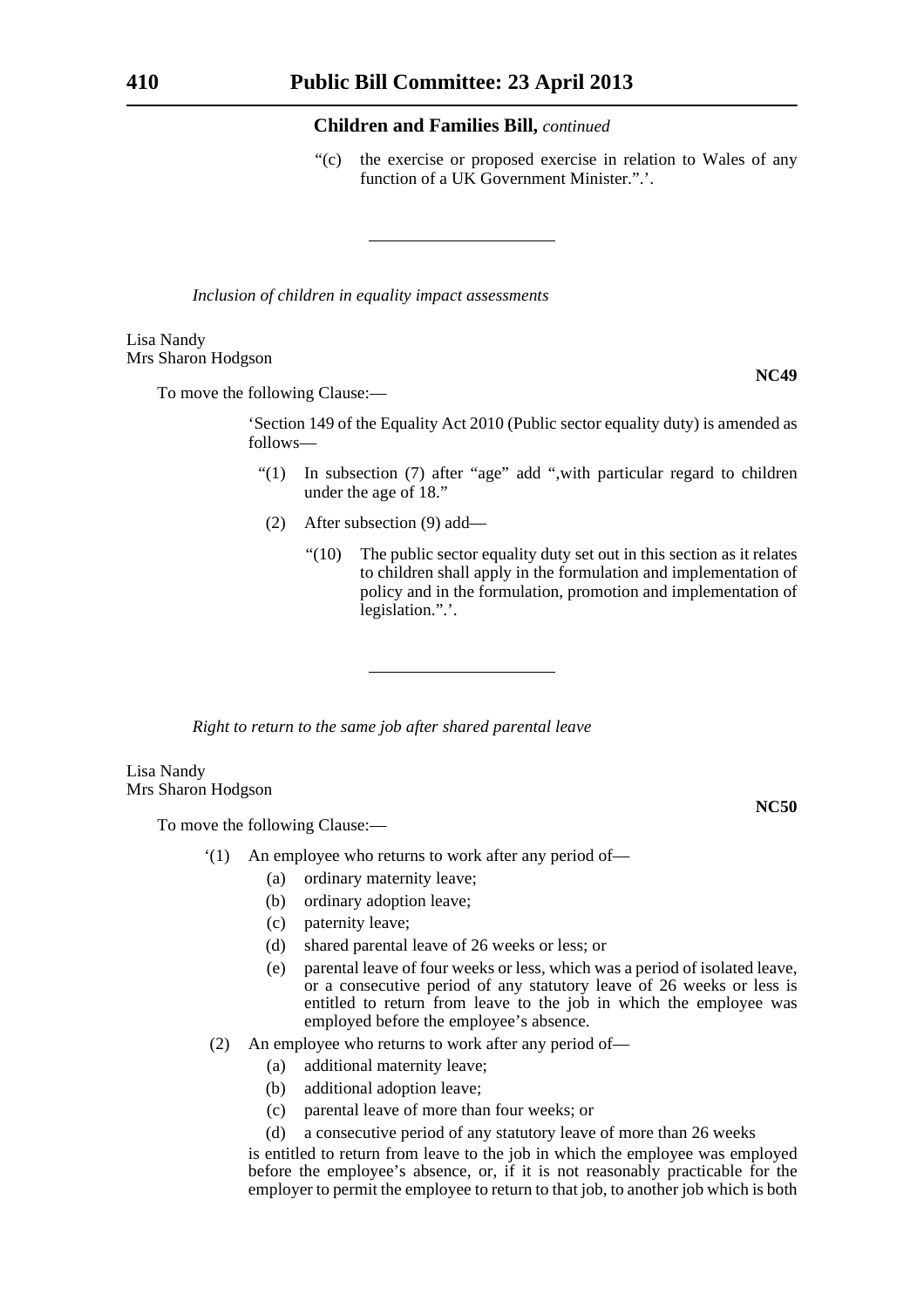**Children and Families Bill,** *continued*

"(c) the exercise or proposed exercise in relation to Wales of any function of a UK Government Minister.".'.

---

*Inclusion of children in equality impact assessments*

Lisa Nandy
Mrs Sharon Hodgson

**NC49**

To move the following Clause:—

'Section 149 of the Equality Act 2010 (Public sector equality duty) is amended as follows—

"(1) In subsection (7) after "age" add ",with particular regard to children under the age of 18."

(2) After subsection (9) add—

"(10) The public sector equality duty set out in this section as it relates to children shall apply in the formulation and implementation of policy and in the formulation, promotion and implementation of legislation.".'.

---

*Right to return to the same job after shared parental leave*

Lisa Nandy
Mrs Sharon Hodgson

**NC50**

To move the following Clause:—

'(1) An employee who returns to work after any period of—

(a) ordinary maternity leave;

(b) ordinary adoption leave;

(c) paternity leave;

(d) shared parental leave of 26 weeks or less; or

(e) parental leave of four weeks or less, which was a period of isolated leave, or a consecutive period of any statutory leave of 26 weeks or less is entitled to return from leave to the job in which the employee was employed before the employee's absence.

(2) An employee who returns to work after any period of—

(a) additional maternity leave;

(b) additional adoption leave;

(c) parental leave of more than four weeks; or

(d) a consecutive period of any statutory leave of more than 26 weeks

is entitled to return from leave to the job in which the employee was employed before the employee's absence, or, if it is not reasonably practicable for the employer to permit the employee to return to that job, to another job which is both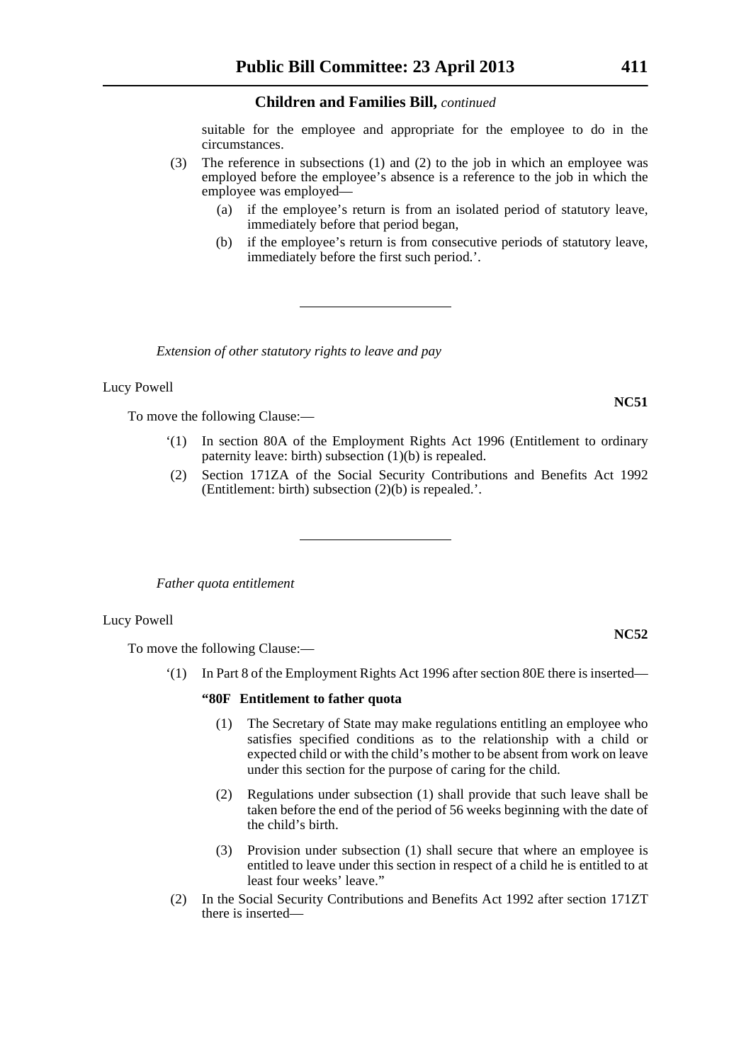suitable for the employee and appropriate for the employee to do in the circumstances.

(3) The reference in subsections (1) and (2) to the job in which an employee was employed before the employee's absence is a reference to the job in which the employee was employed—

(a) if the employee's return is from an isolated period of statutory leave, immediately before that period began,

(b) if the employee's return is from consecutive periods of statutory leave, immediately before the first such period.'.

---

*Extension of other statutory rights to leave and pay*

Lucy Powell

**NC51**

To move the following Clause:—

'(1) In section 80A of the Employment Rights Act 1996 (Entitlement to ordinary paternity leave: birth) subsection (1)(b) is repealed.

(2) Section 171ZA of the Social Security Contributions and Benefits Act 1992 (Entitlement: birth) subsection (2)(b) is repealed.'.

---

*Father quota entitlement*

Lucy Powell

**NC52**

To move the following Clause:—

'(1) In Part 8 of the Employment Rights Act 1996 after section 80E there is inserted—

**"80F Entitlement to father quota**

(1) The Secretary of State may make regulations entitling an employee who satisfies specified conditions as to the relationship with a child or expected child or with the child's mother to be absent from work on leave under this section for the purpose of caring for the child.

(2) Regulations under subsection (1) shall provide that such leave shall be taken before the end of the period of 56 weeks beginning with the date of the child's birth.

(3) Provision under subsection (1) shall secure that where an employee is entitled to leave under this section in respect of a child he is entitled to at least four weeks' leave."

(2) In the Social Security Contributions and Benefits Act 1992 after section 171ZT there is inserted—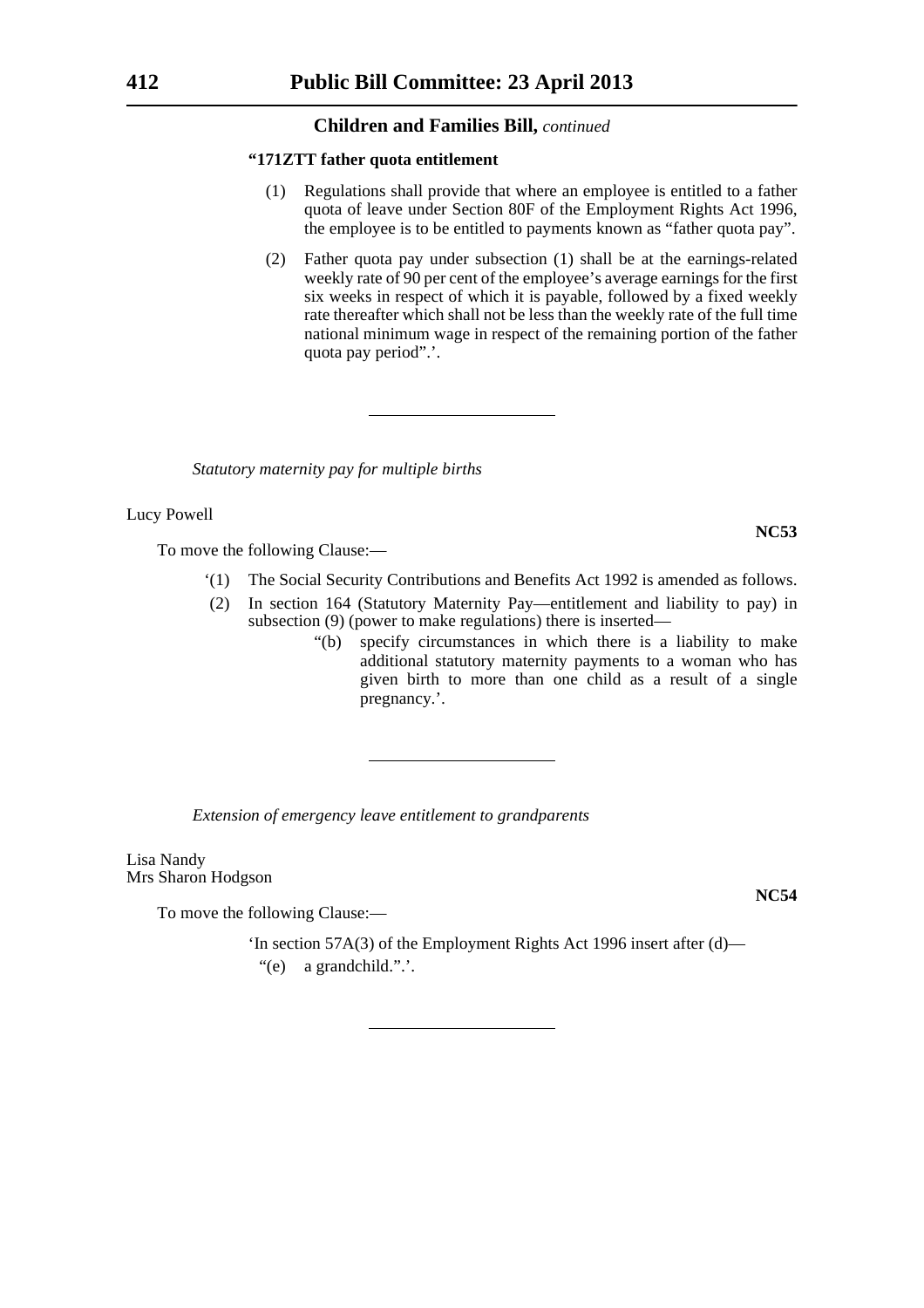**Children and Families Bill,** *continued*

**"171ZTT father quota entitlement**

(1) Regulations shall provide that where an employee is entitled to a father quota of leave under Section 80F of the Employment Rights Act 1996, the employee is to be entitled to payments known as "father quota pay".

(2) Father quota pay under subsection (1) shall be at the earnings-related weekly rate of 90 per cent of the employee's average earnings for the first six weeks in respect of which it is payable, followed by a fixed weekly rate thereafter which shall not be less than the weekly rate of the full time national minimum wage in respect of the remaining portion of the father quota pay period".'.

---

*Statutory maternity pay for multiple births*

Lucy Powell

**NC53**

To move the following Clause:—

'(1) The Social Security Contributions and Benefits Act 1992 is amended as follows.

(2) In section 164 (Statutory Maternity Pay—entitlement and liability to pay) in subsection (9) (power to make regulations) there is inserted—

"(b) specify circumstances in which there is a liability to make additional statutory maternity payments to a woman who has given birth to more than one child as a result of a single pregnancy.'.

---

*Extension of emergency leave entitlement to grandparents*

Lisa Nandy
Mrs Sharon Hodgson

**NC54**

To move the following Clause:—

'In section 57A(3) of the Employment Rights Act 1996 insert after (d)—

"(e) a grandchild.".'.

---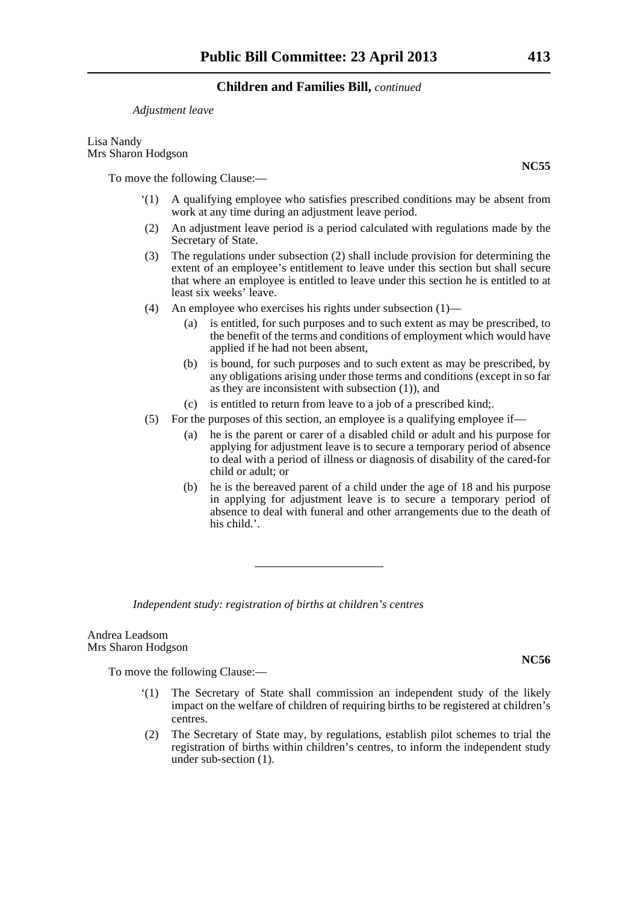*Adjustment leave*

Lisa Nandy
Mrs Sharon Hodgson

**NC55**

To move the following Clause:—

'(1) A qualifying employee who satisfies prescribed conditions may be absent from work at any time during an adjustment leave period.

(2) An adjustment leave period is a period calculated with regulations made by the Secretary of State.

(3) The regulations under subsection (2) shall include provision for determining the extent of an employee's entitlement to leave under this section but shall secure that where an employee is entitled to leave under this section he is entitled to at least six weeks' leave.

(4) An employee who exercises his rights under subsection (1)—

  (a) is entitled, for such purposes and to such extent as may be prescribed, to the benefit of the terms and conditions of employment which would have applied if he had not been absent,

  (b) is bound, for such purposes and to such extent as may be prescribed, by any obligations arising under those terms and conditions (except in so far as they are inconsistent with subsection (1)), and

  (c) is entitled to return from leave to a job of a prescribed kind;.

(5) For the purposes of this section, an employee is a qualifying employee if—

  (a) he is the parent or carer of a disabled child or adult and his purpose for applying for adjustment leave is to secure a temporary period of absence to deal with a period of illness or diagnosis of disability of the cared-for child or adult; or

  (b) he is the bereaved parent of a child under the age of 18 and his purpose in applying for adjustment leave is to secure a temporary period of absence to deal with funeral and other arrangements due to the death of his child.'.

---

*Independent study: registration of births at children's centres*

Andrea Leadsom
Mrs Sharon Hodgson

**NC56**

To move the following Clause:—

'(1) The Secretary of State shall commission an independent study of the likely impact on the welfare of children of requiring births to be registered at children's centres.

(2) The Secretary of State may, by regulations, establish pilot schemes to trial the registration of births within children's centres, to inform the independent study under sub-section (1).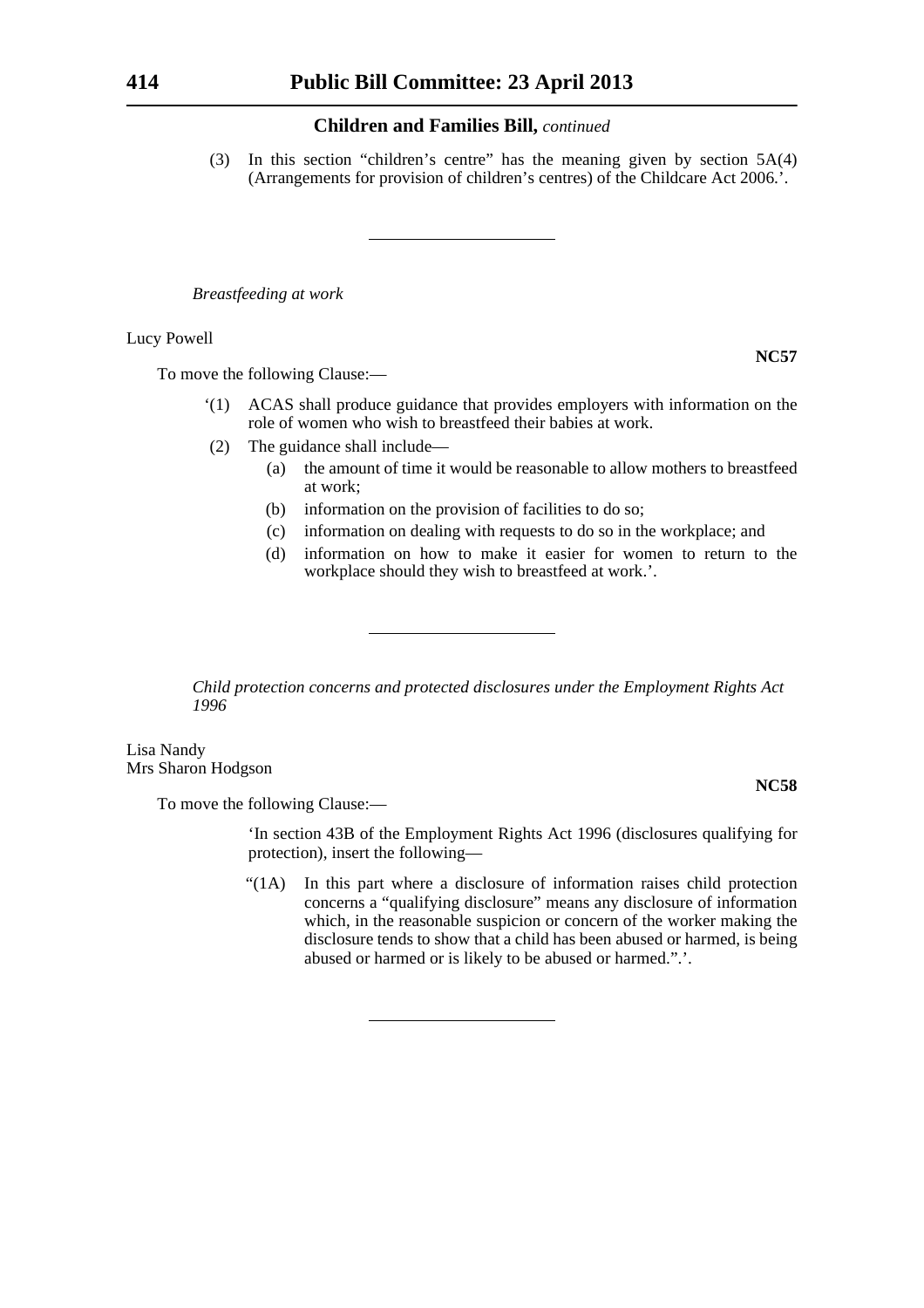**Children and Families Bill,** *continued*

(3) In this section "children's centre" has the meaning given by section 5A(4) (Arrangements for provision of children's centres) of the Childcare Act 2006.'.

---

*Breastfeeding at work*

Lucy Powell

**NC57**

To move the following Clause:—

'(1) ACAS shall produce guidance that provides employers with information on the role of women who wish to breastfeed their babies at work.

(2) The guidance shall include—

(a) the amount of time it would be reasonable to allow mothers to breastfeed at work;

(b) information on the provision of facilities to do so;

(c) information on dealing with requests to do so in the workplace; and

(d) information on how to make it easier for women to return to the workplace should they wish to breastfeed at work.'.

---

*Child protection concerns and protected disclosures under the Employment Rights Act 1996*

Lisa Nandy
Mrs Sharon Hodgson

**NC58**

To move the following Clause:—

'In section 43B of the Employment Rights Act 1996 (disclosures qualifying for protection), insert the following—

"(1A) In this part where a disclosure of information raises child protection concerns a "qualifying disclosure" means any disclosure of information which, in the reasonable suspicion or concern of the worker making the disclosure tends to show that a child has been abused or harmed, is being abused or harmed or is likely to be abused or harmed.".'.

---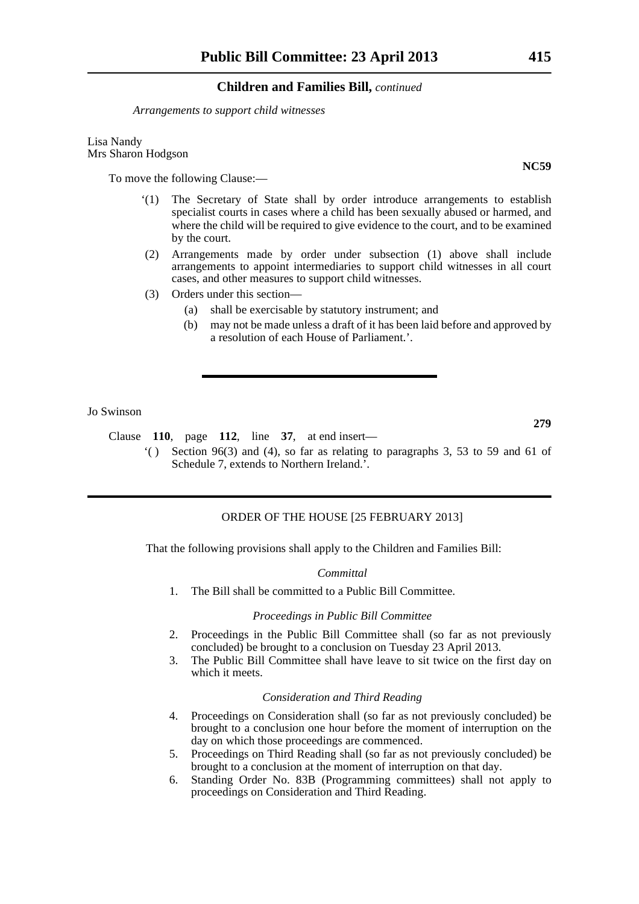*Arrangements to support child witnesses*

Lisa Nandy
Mrs Sharon Hodgson

**NC59**

To move the following Clause:—

'(1) The Secretary of State shall by order introduce arrangements to establish specialist courts in cases where a child has been sexually abused or harmed, and where the child will be required to give evidence to the court, and to be examined by the court.

(2) Arrangements made by order under subsection (1) above shall include arrangements to appoint intermediaries to support child witnesses in all court cases, and other measures to support child witnesses.

(3) Orders under this section—

(a) shall be exercisable by statutory instrument; and

(b) may not be made unless a draft of it has been laid before and approved by a resolution of each House of Parliament.'.

---

Jo Swinson

**279**

Clause **110**, page **112**, line **37**, at end insert—

'( ) Section 96(3) and (4), so far as relating to paragraphs 3, 53 to 59 and 61 of Schedule 7, extends to Northern Ireland.'.

---

ORDER OF THE HOUSE [25 FEBRUARY 2013]

That the following provisions shall apply to the Children and Families Bill:

*Committal*

1. The Bill shall be committed to a Public Bill Committee.

*Proceedings in Public Bill Committee*

2. Proceedings in the Public Bill Committee shall (so far as not previously concluded) be brought to a conclusion on Tuesday 23 April 2013.
3. The Public Bill Committee shall have leave to sit twice on the first day on which it meets.

*Consideration and Third Reading*

4. Proceedings on Consideration shall (so far as not previously concluded) be brought to a conclusion one hour before the moment of interruption on the day on which those proceedings are commenced.
5. Proceedings on Third Reading shall (so far as not previously concluded) be brought to a conclusion at the moment of interruption on that day.
6. Standing Order No. 83B (Programming committees) shall not apply to proceedings on Consideration and Third Reading.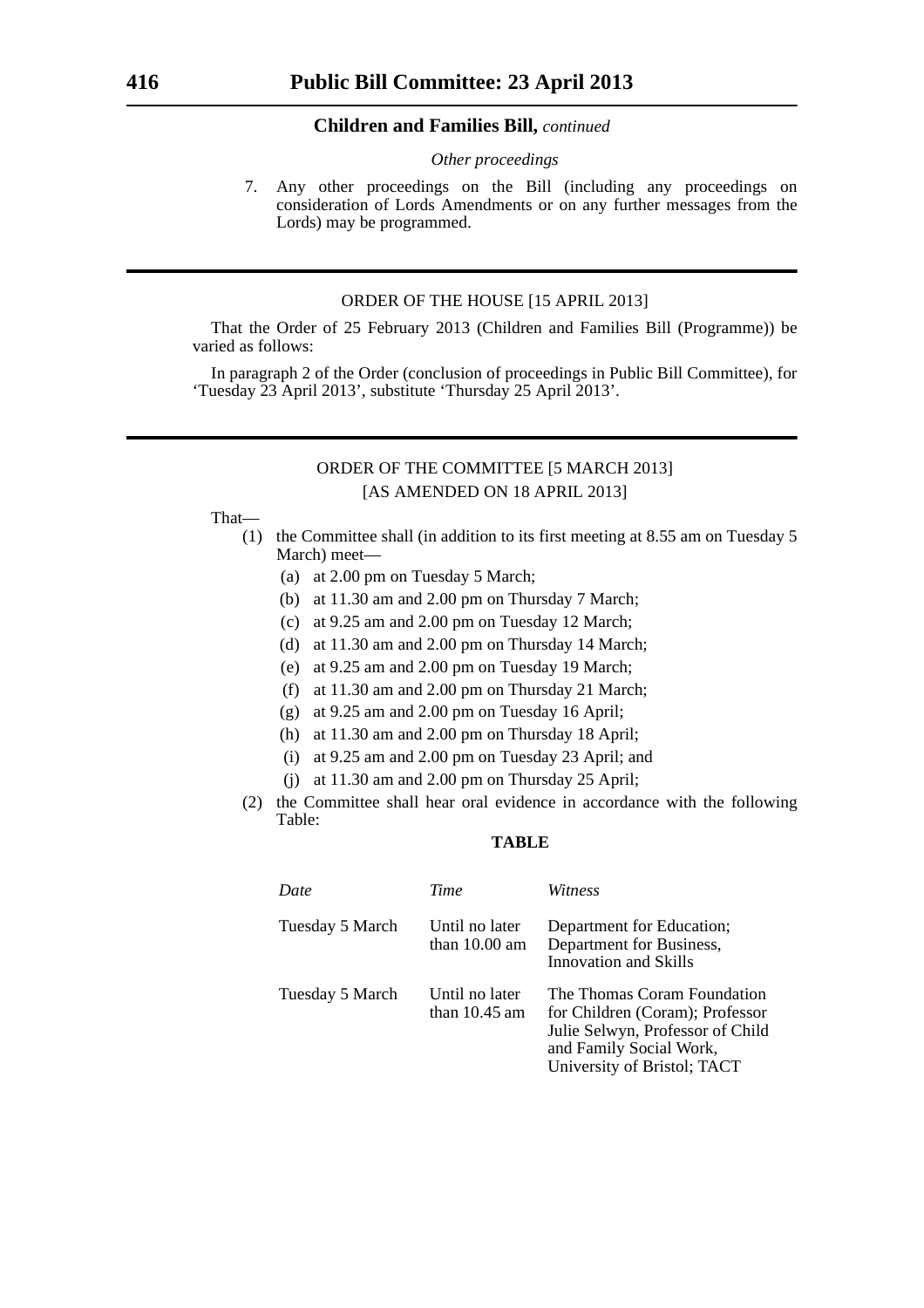**Children and Families Bill,** *continued*

*Other proceedings*

7. Any other proceedings on the Bill (including any proceedings on consideration of Lords Amendments or on any further messages from the Lords) may be programmed.

---

ORDER OF THE HOUSE [15 APRIL 2013]

That the Order of 25 February 2013 (Children and Families Bill (Programme)) be varied as follows:

In paragraph 2 of the Order (conclusion of proceedings in Public Bill Committee), for 'Tuesday 23 April 2013', substitute 'Thursday 25 April 2013'.

---

ORDER OF THE COMMITTEE [5 MARCH 2013]
[AS AMENDED ON 18 APRIL 2013]

That—

(1) the Committee shall (in addition to its first meeting at 8.55 am on Tuesday 5 March) meet—

  (a) at 2.00 pm on Tuesday 5 March;
  (b) at 11.30 am and 2.00 pm on Thursday 7 March;
  (c) at 9.25 am and 2.00 pm on Tuesday 12 March;
  (d) at 11.30 am and 2.00 pm on Thursday 14 March;
  (e) at 9.25 am and 2.00 pm on Tuesday 19 March;
  (f) at 11.30 am and 2.00 pm on Thursday 21 March;
  (g) at 9.25 am and 2.00 pm on Tuesday 16 April;
  (h) at 11.30 am and 2.00 pm on Thursday 18 April;
  (i) at 9.25 am and 2.00 pm on Tuesday 23 April; and
  (j) at 11.30 am and 2.00 pm on Thursday 25 April;

(2) the Committee shall hear oral evidence in accordance with the following Table:

**TABLE**

| *Date* | *Time* | *Witness* |
|---|---|---|
| Tuesday 5 March | Until no later than 10.00 am | Department for Education; Department for Business, Innovation and Skills |
| Tuesday 5 March | Until no later than 10.45 am | The Thomas Coram Foundation for Children (Coram); Professor Julie Selwyn, Professor of Child and Family Social Work, University of Bristol; TACT |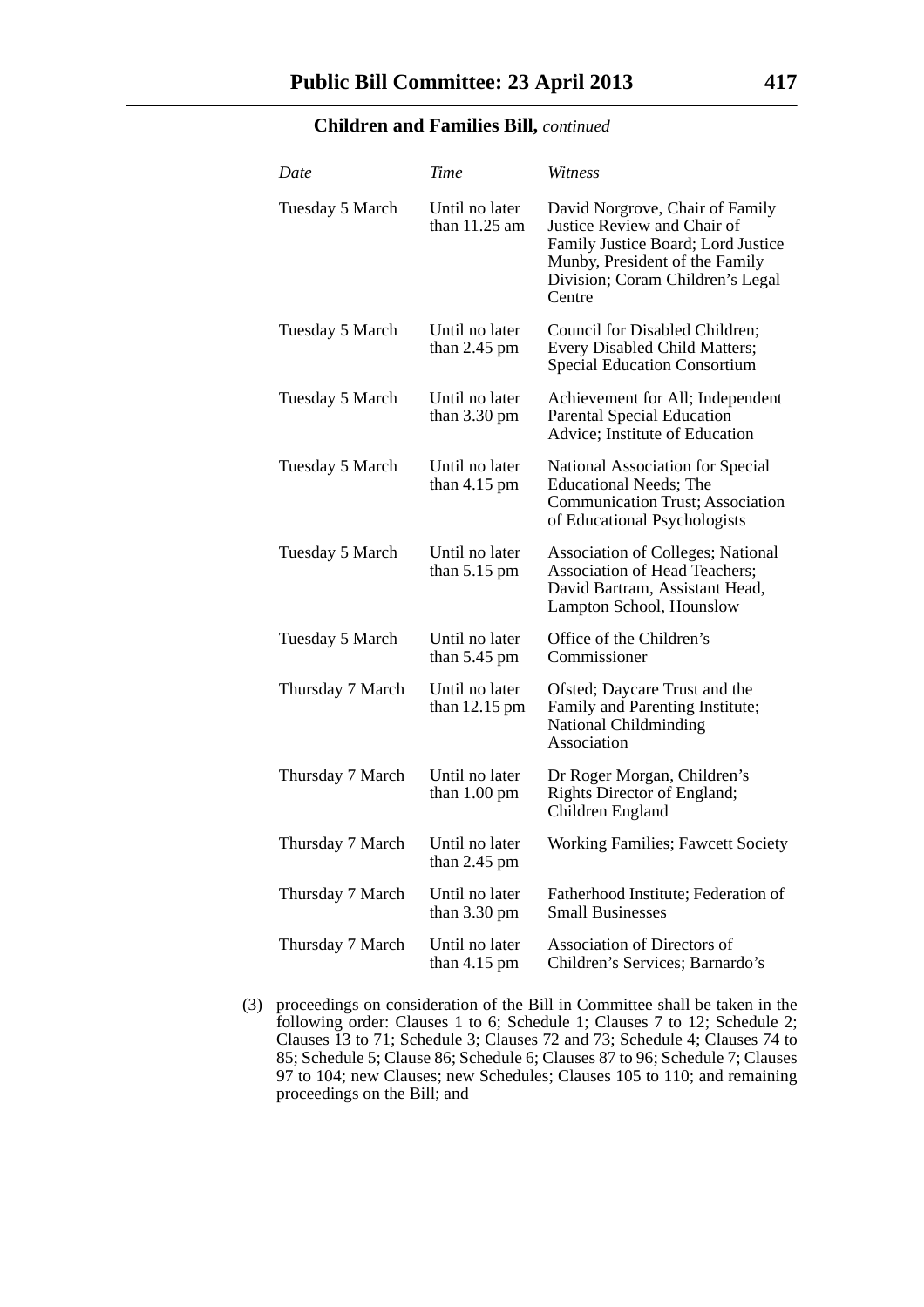**Children and Families Bill,** *continued*

| *Date* | *Time* | *Witness* |
|---|---|---|
| Tuesday 5 March | Until no later than 11.25 am | David Norgrove, Chair of Family Justice Review and Chair of Family Justice Board; Lord Justice Munby, President of the Family Division; Coram Children's Legal Centre |
| Tuesday 5 March | Until no later than 2.45 pm | Council for Disabled Children; Every Disabled Child Matters; Special Education Consortium |
| Tuesday 5 March | Until no later than 3.30 pm | Achievement for All; Independent Parental Special Education Advice; Institute of Education |
| Tuesday 5 March | Until no later than 4.15 pm | National Association for Special Educational Needs; The Communication Trust; Association of Educational Psychologists |
| Tuesday 5 March | Until no later than 5.15 pm | Association of Colleges; National Association of Head Teachers; David Bartram, Assistant Head, Lampton School, Hounslow |
| Tuesday 5 March | Until no later than 5.45 pm | Office of the Children's Commissioner |
| Thursday 7 March | Until no later than 12.15 pm | Ofsted; Daycare Trust and the Family and Parenting Institute; National Childminding Association |
| Thursday 7 March | Until no later than 1.00 pm | Dr Roger Morgan, Children's Rights Director of England; Children England |
| Thursday 7 March | Until no later than 2.45 pm | Working Families; Fawcett Society |
| Thursday 7 March | Until no later than 3.30 pm | Fatherhood Institute; Federation of Small Businesses |
| Thursday 7 March | Until no later than 4.15 pm | Association of Directors of Children's Services; Barnardo's |

(3) proceedings on consideration of the Bill in Committee shall be taken in the following order: Clauses 1 to 6; Schedule 1; Clauses 7 to 12; Schedule 2; Clauses 13 to 71; Schedule 3; Clauses 72 and 73; Schedule 4; Clauses 74 to 85; Schedule 5; Clause 86; Schedule 6; Clauses 87 to 96; Schedule 7; Clauses 97 to 104; new Clauses; new Schedules; Clauses 105 to 110; and remaining proceedings on the Bill; and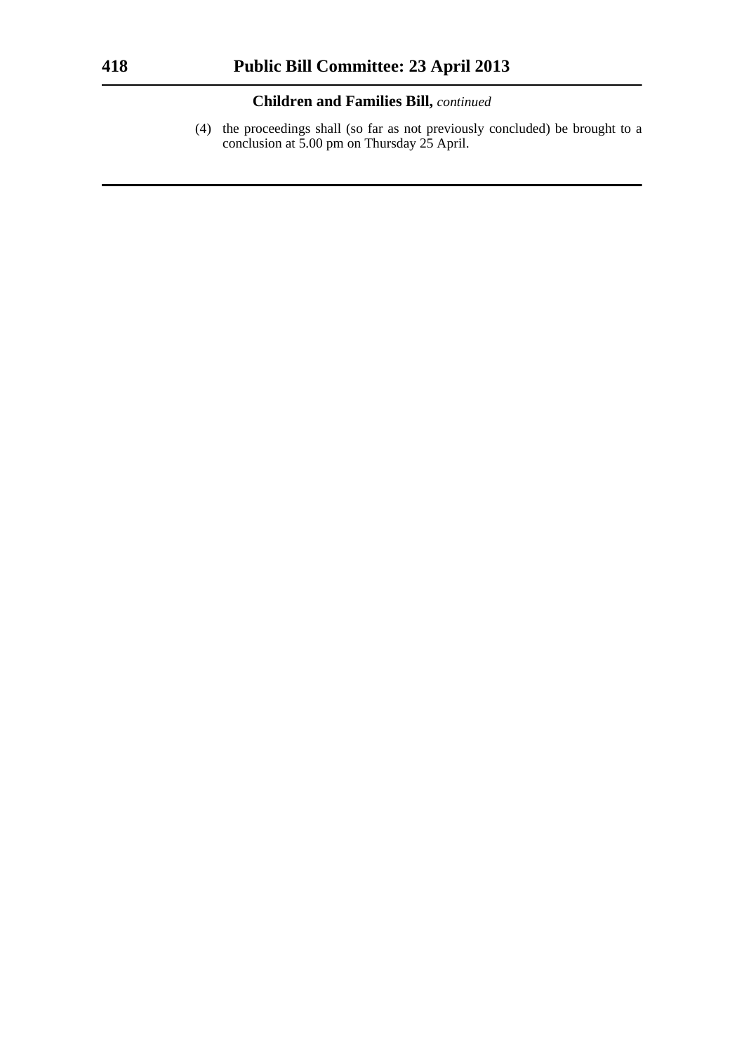## Children and Families Bill, *continued*

(4) the proceedings shall (so far as not previously concluded) be brought to a conclusion at 5.00 pm on Thursday 25 April.